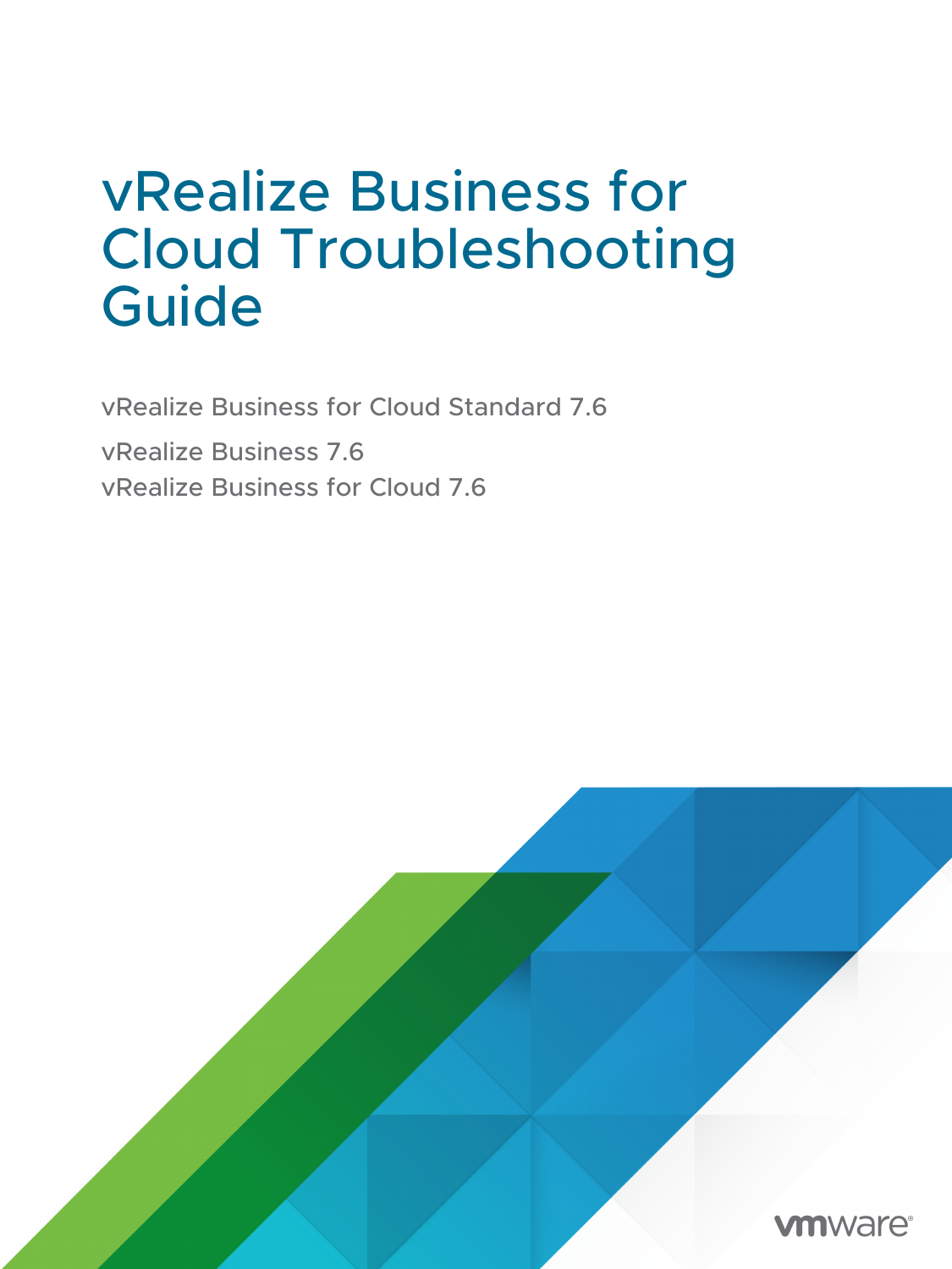# vRealize Business for Cloud Troubleshooting Guide

vRealize Business for Cloud Standard 7.6

vRealize Business 7.6

vRealize Business for Cloud 7.6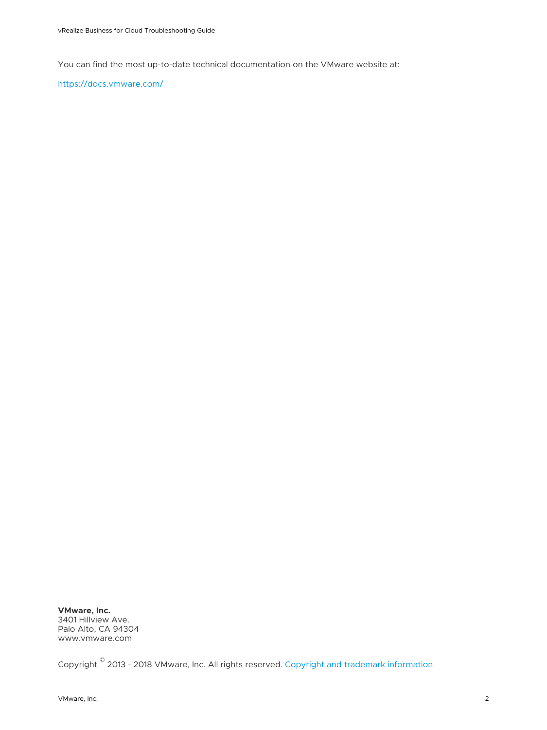You can find the most up-to-date technical documentation on the VMware website at:

https://docs.vmware.com/

**VMware, Inc.**
3401 Hillview Ave.
Palo Alto, CA 94304
www.vmware.com

Copyright © 2013 - 2018 VMware, Inc. All rights reserved. Copyright and trademark information.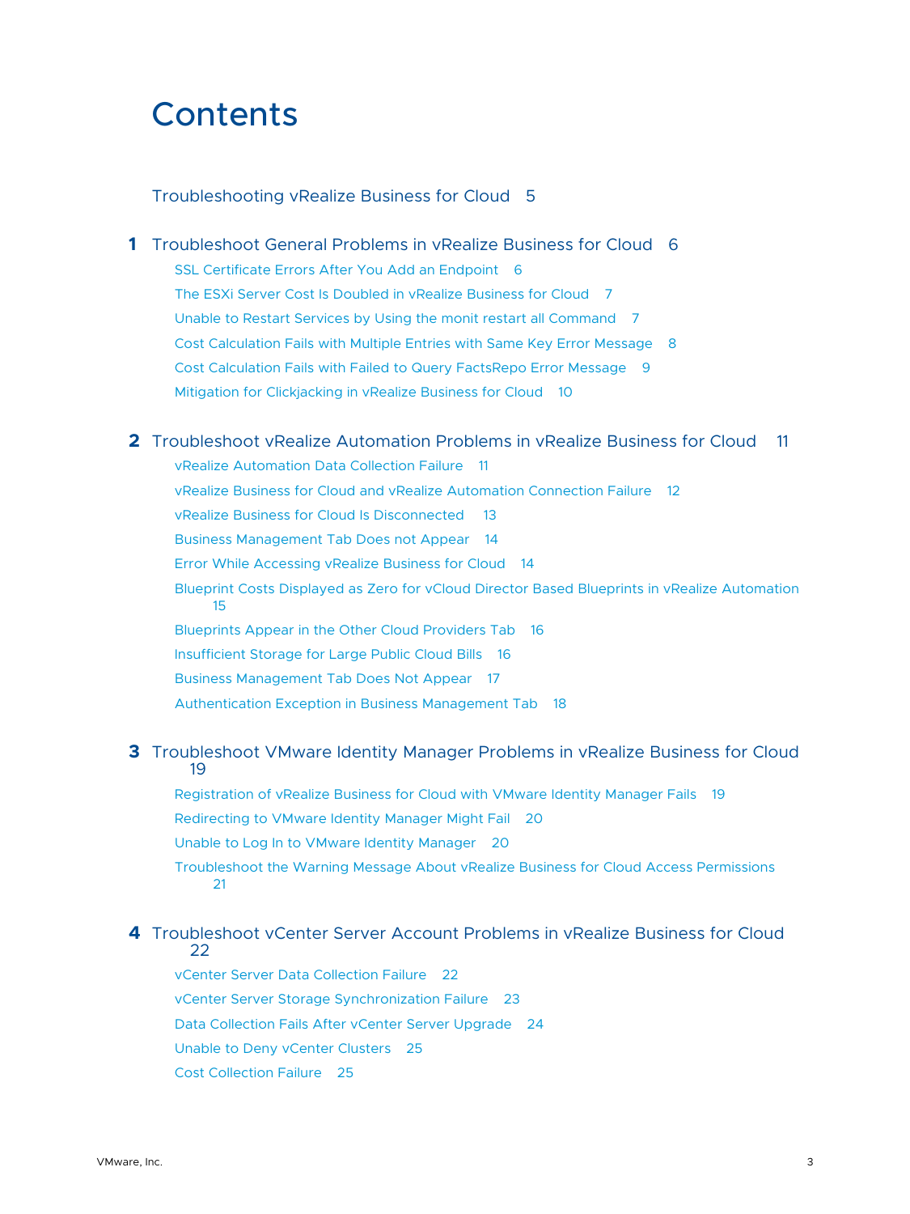# Contents

Troubleshooting vRealize Business for Cloud 5

**1** Troubleshoot General Problems in vRealize Business for Cloud 6

- SSL Certificate Errors After You Add an Endpoint 6
- The ESXi Server Cost Is Doubled in vRealize Business for Cloud 7
- Unable to Restart Services by Using the monit restart all Command 7
- Cost Calculation Fails with Multiple Entries with Same Key Error Message 8
- Cost Calculation Fails with Failed to Query FactsRepo Error Message 9
- Mitigation for Clickjacking in vRealize Business for Cloud 10

**2** Troubleshoot vRealize Automation Problems in vRealize Business for Cloud 11

- vRealize Automation Data Collection Failure 11
- vRealize Business for Cloud and vRealize Automation Connection Failure 12
- vRealize Business for Cloud Is Disconnected 13
- Business Management Tab Does not Appear 14
- Error While Accessing vRealize Business for Cloud 14
- Blueprint Costs Displayed as Zero for vCloud Director Based Blueprints in vRealize Automation 15
- Blueprints Appear in the Other Cloud Providers Tab 16
- Insufficient Storage for Large Public Cloud Bills 16
- Business Management Tab Does Not Appear 17
- Authentication Exception in Business Management Tab 18

**3** Troubleshoot VMware Identity Manager Problems in vRealize Business for Cloud 19

- Registration of vRealize Business for Cloud with VMware Identity Manager Fails 19
- Redirecting to VMware Identity Manager Might Fail 20
- Unable to Log In to VMware Identity Manager 20
- Troubleshoot the Warning Message About vRealize Business for Cloud Access Permissions 21

**4** Troubleshoot vCenter Server Account Problems in vRealize Business for Cloud 22

- vCenter Server Data Collection Failure 22
- vCenter Server Storage Synchronization Failure 23
- Data Collection Fails After vCenter Server Upgrade 24
- Unable to Deny vCenter Clusters 25
- Cost Collection Failure 25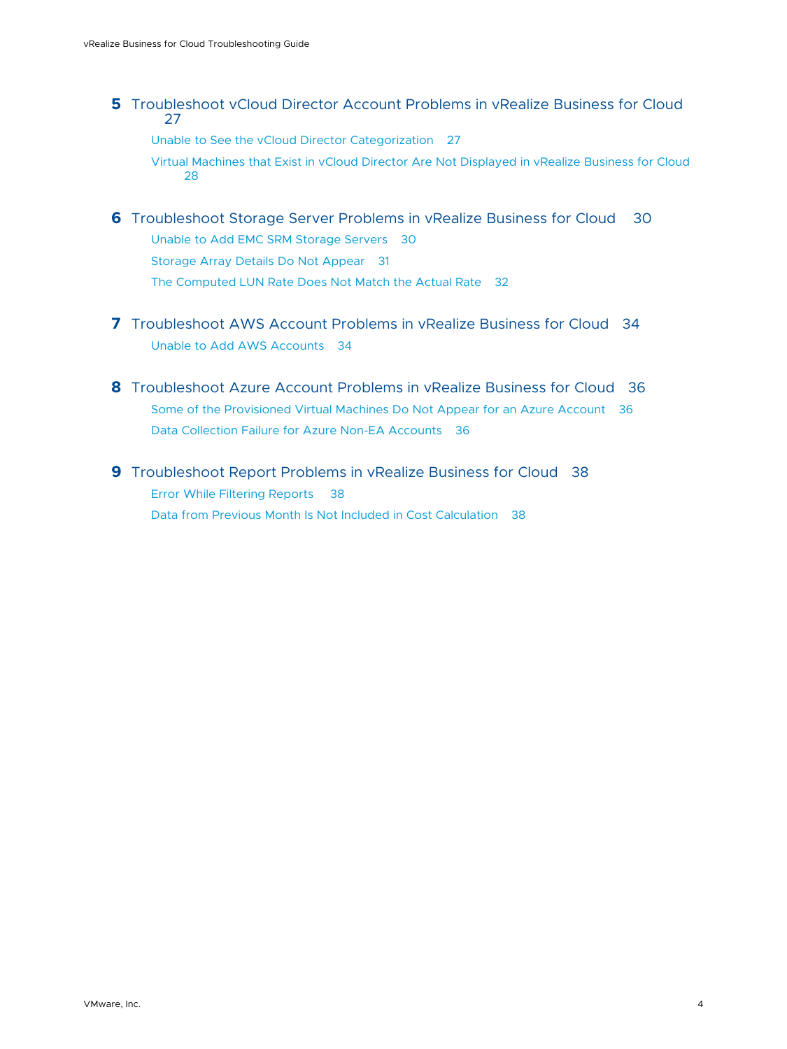**5** Troubleshoot vCloud Director Account Problems in vRealize Business for Cloud 27

- Unable to See the vCloud Director Categorization 27
- Virtual Machines that Exist in vCloud Director Are Not Displayed in vRealize Business for Cloud 28

**6** Troubleshoot Storage Server Problems in vRealize Business for Cloud 30

- Unable to Add EMC SRM Storage Servers 30
- Storage Array Details Do Not Appear 31
- The Computed LUN Rate Does Not Match the Actual Rate 32

**7** Troubleshoot AWS Account Problems in vRealize Business for Cloud 34

- Unable to Add AWS Accounts 34

**8** Troubleshoot Azure Account Problems in vRealize Business for Cloud 36

- Some of the Provisioned Virtual Machines Do Not Appear for an Azure Account 36
- Data Collection Failure for Azure Non-EA Accounts 36

**9** Troubleshoot Report Problems in vRealize Business for Cloud 38

- Error While Filtering Reports 38
- Data from Previous Month Is Not Included in Cost Calculation 38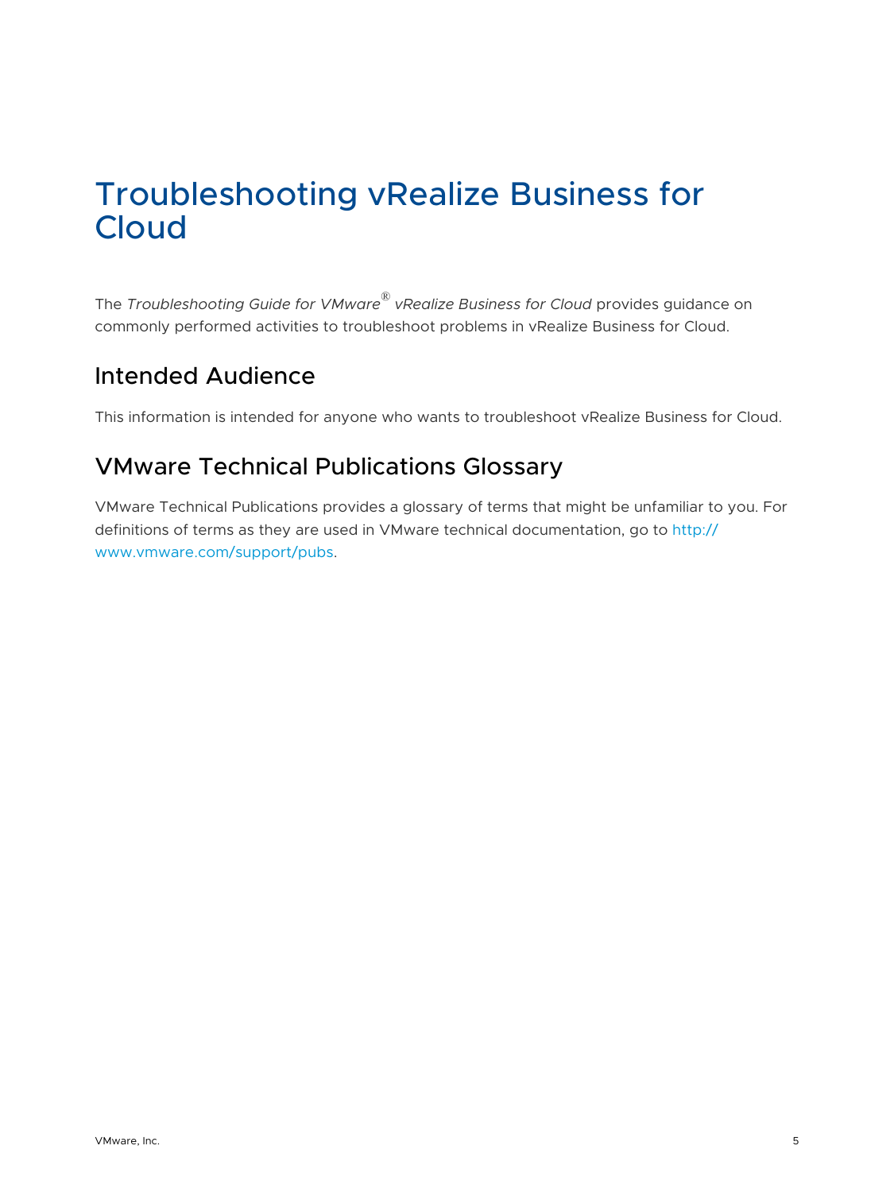# Troubleshooting vRealize Business for Cloud

The *Troubleshooting Guide for VMware® vRealize Business for Cloud* provides guidance on commonly performed activities to troubleshoot problems in vRealize Business for Cloud.

## Intended Audience

This information is intended for anyone who wants to troubleshoot vRealize Business for Cloud.

## VMware Technical Publications Glossary

VMware Technical Publications provides a glossary of terms that might be unfamiliar to you. For definitions of terms as they are used in VMware technical documentation, go to http://www.vmware.com/support/pubs.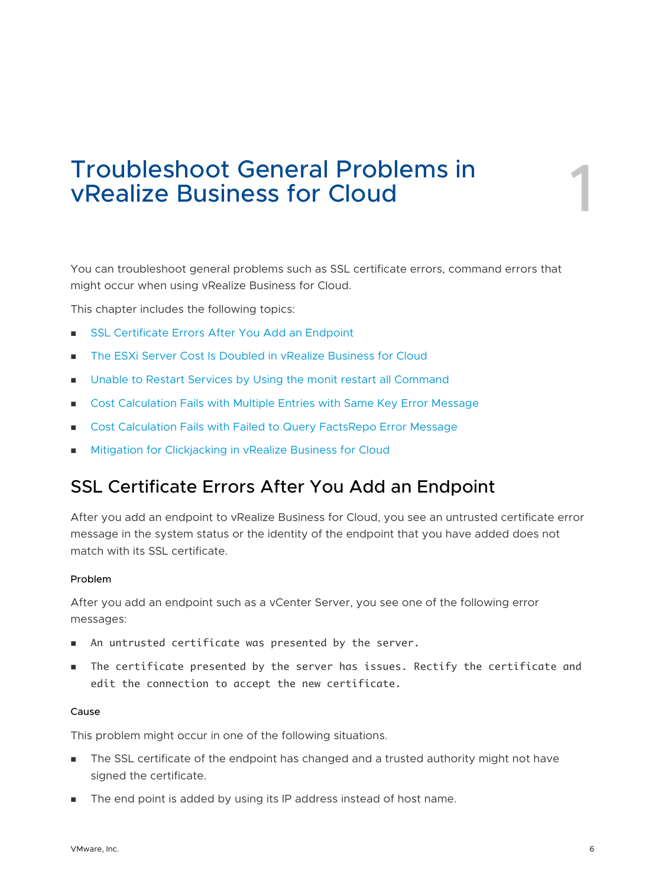# 1 Troubleshoot General Problems in vRealize Business for Cloud

You can troubleshoot general problems such as SSL certificate errors, command errors that might occur when using vRealize Business for Cloud.

This chapter includes the following topics:

- SSL Certificate Errors After You Add an Endpoint
- The ESXi Server Cost Is Doubled in vRealize Business for Cloud
- Unable to Restart Services by Using the monit restart all Command
- Cost Calculation Fails with Multiple Entries with Same Key Error Message
- Cost Calculation Fails with Failed to Query FactsRepo Error Message
- Mitigation for Clickjacking in vRealize Business for Cloud

## SSL Certificate Errors After You Add an Endpoint

After you add an endpoint to vRealize Business for Cloud, you see an untrusted certificate error message in the system status or the identity of the endpoint that you have added does not match with its SSL certificate.

### Problem

After you add an endpoint such as a vCenter Server, you see one of the following error messages:

- `An untrusted certificate was presented by the server.`
- `The certificate presented by the server has issues. Rectify the certificate and edit the connection to accept the new certificate.`

### Cause

This problem might occur in one of the following situations.

- The SSL certificate of the endpoint has changed and a trusted authority might not have signed the certificate.
- The end point is added by using its IP address instead of host name.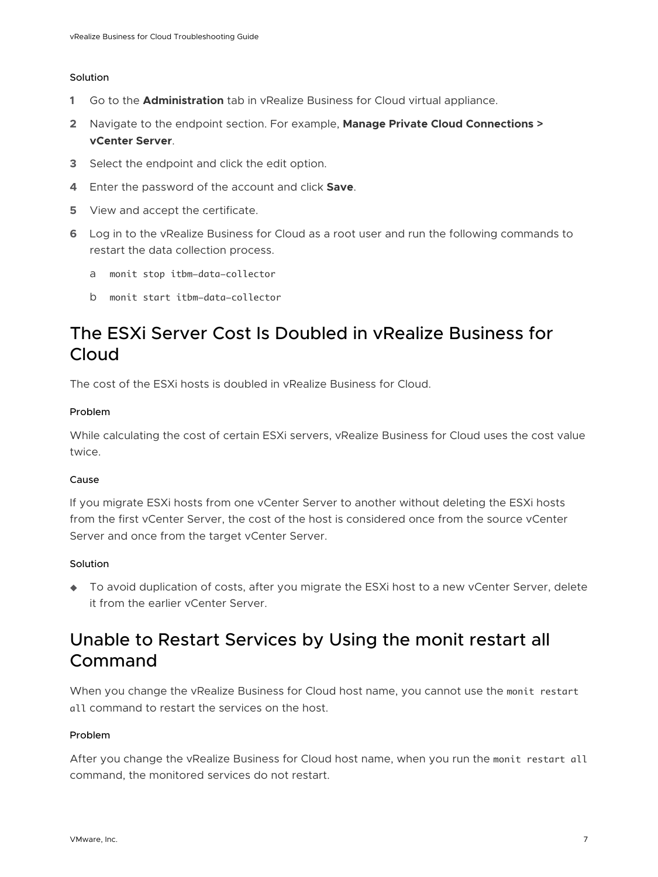#### Solution

1. Go to the **Administration** tab in vRealize Business for Cloud virtual appliance.
2. Navigate to the endpoint section. For example, **Manage Private Cloud Connections > vCenter Server**.
3. Select the endpoint and click the edit option.
4. Enter the password of the account and click **Save**.
5. View and accept the certificate.
6. Log in to the vRealize Business for Cloud as a root user and run the following commands to restart the data collection process.
   a. `monit stop itbm-data-collector`
   b. `monit start itbm-data-collector`

## The ESXi Server Cost Is Doubled in vRealize Business for Cloud

The cost of the ESXi hosts is doubled in vRealize Business for Cloud.

#### Problem

While calculating the cost of certain ESXi servers, vRealize Business for Cloud uses the cost value twice.

#### Cause

If you migrate ESXi hosts from one vCenter Server to another without deleting the ESXi hosts from the first vCenter Server, the cost of the host is considered once from the source vCenter Server and once from the target vCenter Server.

#### Solution

- To avoid duplication of costs, after you migrate the ESXi host to a new vCenter Server, delete it from the earlier vCenter Server.

## Unable to Restart Services by Using the monit restart all Command

When you change the vRealize Business for Cloud host name, you cannot use the `monit restart all` command to restart the services on the host.

#### Problem

After you change the vRealize Business for Cloud host name, when you run the `monit restart all` command, the monitored services do not restart.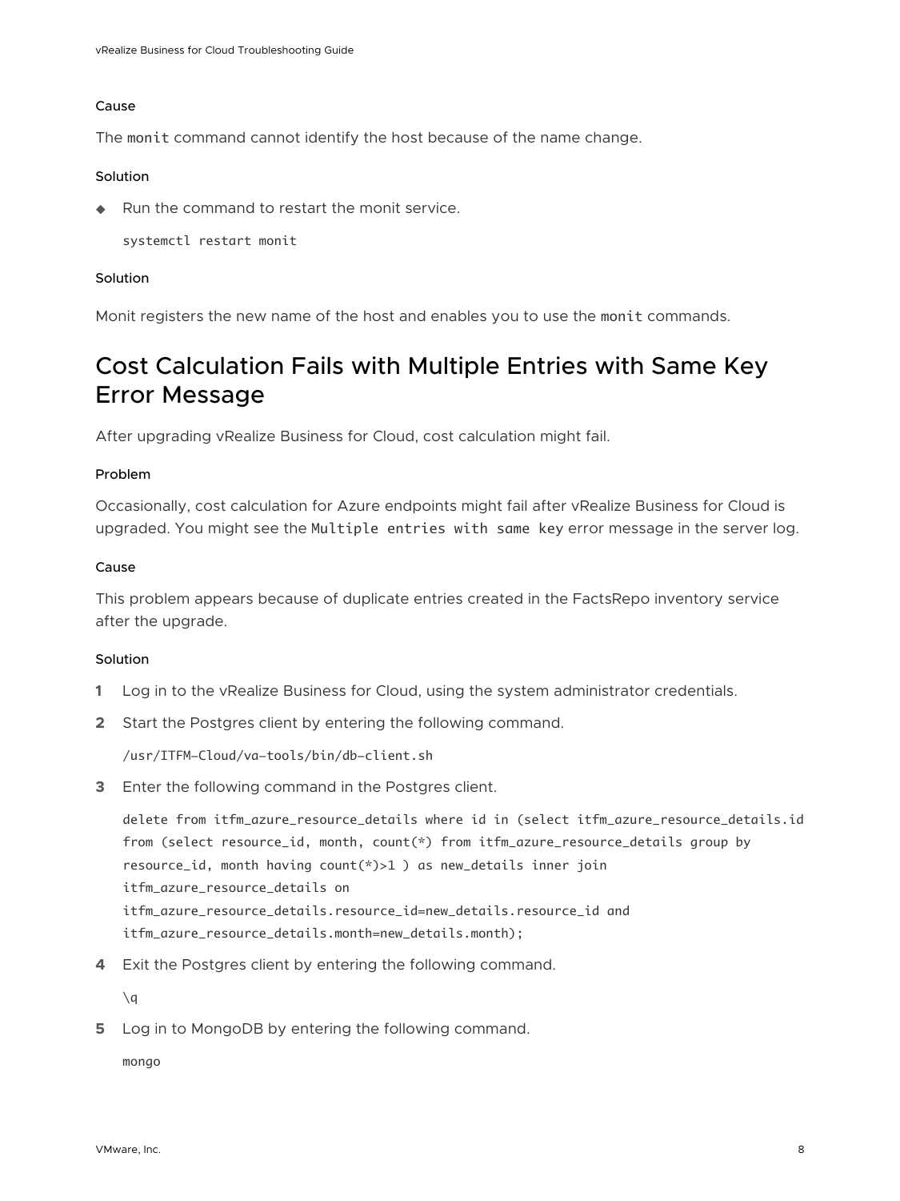#### Cause

The `monit` command cannot identify the host because of the name change.

#### Solution

- Run the command to restart the monit service.

```
systemctl restart monit
```

#### Solution

Monit registers the new name of the host and enables you to use the `monit` commands.

## Cost Calculation Fails with Multiple Entries with Same Key Error Message

After upgrading vRealize Business for Cloud, cost calculation might fail.

#### Problem

Occasionally, cost calculation for Azure endpoints might fail after vRealize Business for Cloud is upgraded. You might see the `Multiple entries with same key` error message in the server log.

#### Cause

This problem appears because of duplicate entries created in the FactsRepo inventory service after the upgrade.

#### Solution

1. Log in to the vRealize Business for Cloud, using the system administrator credentials.
2. Start the Postgres client by entering the following command.

```
/usr/ITFM-Cloud/va-tools/bin/db-client.sh
```

3. Enter the following command in the Postgres client.

```
delete from itfm_azure_resource_details where id in (select itfm_azure_resource_details.id
from (select resource_id, month, count(*) from itfm_azure_resource_details group by
resource_id, month having count(*)>1 ) as new_details inner join
itfm_azure_resource_details on
itfm_azure_resource_details.resource_id=new_details.resource_id and
itfm_azure_resource_details.month=new_details.month);
```

4. Exit the Postgres client by entering the following command.

```
\q
```

5. Log in to MongoDB by entering the following command.

```
mongo
```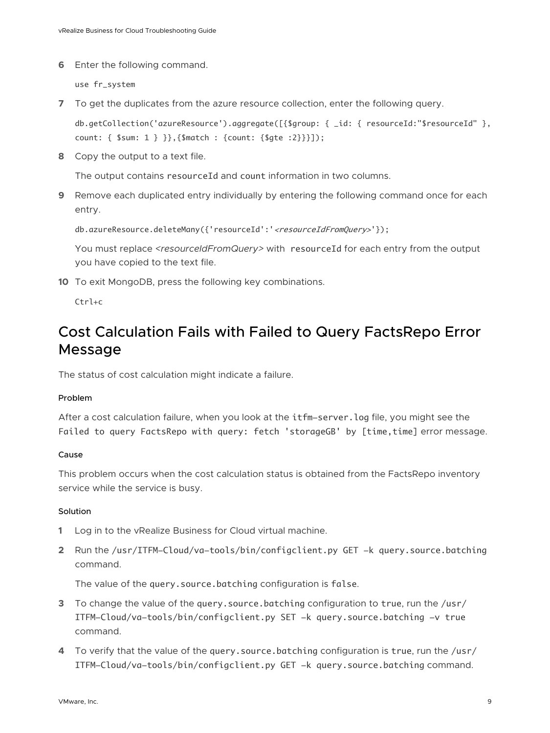6 Enter the following command.

```
use fr_system
```

7 To get the duplicates from the azure resource collection, enter the following query.

```
db.getCollection('azureResource').aggregate([{$group: { _id: { resourceId:"$resourceId" },
count: { $sum: 1 } }},{$match : {count: {$gte :2}}}]);
```

8 Copy the output to a text file.

The output contains `resourceId` and `count` information in two columns.

9 Remove each duplicated entry individually by entering the following command once for each entry.

```
db.azureResource.deleteMany({'resourceId':'<resourceIdFromQuery>'});
```

You must replace *<resourceIdFromQuery>* with `resourceId` for each entry from the output you have copied to the text file.

10 To exit MongoDB, press the following key combinations.

```
Ctrl+c
```

## Cost Calculation Fails with Failed to Query FactsRepo Error Message

The status of cost calculation might indicate a failure.

#### Problem

After a cost calculation failure, when you look at the `itfm-server.log` file, you might see the `Failed to query FactsRepo with query: fetch 'storageGB' by [time,time]` error message.

#### Cause

This problem occurs when the cost calculation status is obtained from the FactsRepo inventory service while the service is busy.

#### Solution

1 Log in to the vRealize Business for Cloud virtual machine.

2 Run the `/usr/ITFM-Cloud/va-tools/bin/configclient.py GET -k query.source.batching` command.

The value of the `query.source.batching` configuration is `false`.

3 To change the value of the `query.source.batching` configuration to `true`, run the `/usr/ITFM-Cloud/va-tools/bin/configclient.py SET -k query.source.batching -v true` command.

4 To verify that the value of the `query.source.batching` configuration is `true`, run the `/usr/ITFM-Cloud/va-tools/bin/configclient.py GET -k query.source.batching` command.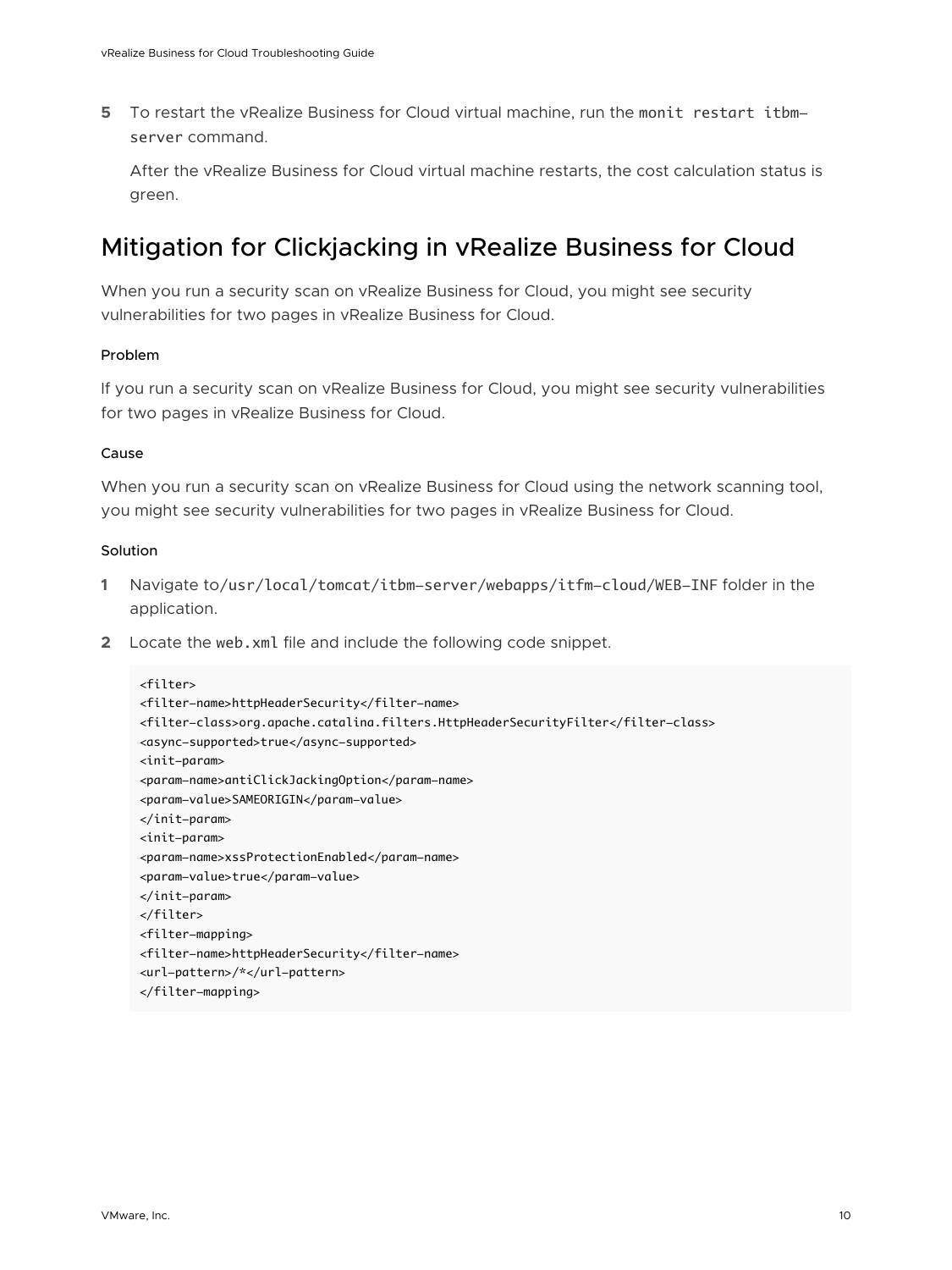5. To restart the vRealize Business for Cloud virtual machine, run the `monit restart itbm-server` command.

   After the vRealize Business for Cloud virtual machine restarts, the cost calculation status is green.

## Mitigation for Clickjacking in vRealize Business for Cloud

When you run a security scan on vRealize Business for Cloud, you might see security vulnerabilities for two pages in vRealize Business for Cloud.

#### Problem

If you run a security scan on vRealize Business for Cloud, you might see security vulnerabilities for two pages in vRealize Business for Cloud.

#### Cause

When you run a security scan on vRealize Business for Cloud using the network scanning tool, you might see security vulnerabilities for two pages in vRealize Business for Cloud.

#### Solution

1. Navigate to`/usr/local/tomcat/itbm-server/webapps/itfm-cloud/WEB-INF` folder in the application.
2. Locate the `web.xml` file and include the following code snippet.

```
<filter>
<filter-name>httpHeaderSecurity</filter-name>
<filter-class>org.apache.catalina.filters.HttpHeaderSecurityFilter</filter-class>
<async-supported>true</async-supported>
<init-param>
<param-name>antiClickJackingOption</param-name>
<param-value>SAMEORIGIN</param-value>
</init-param>
<init-param>
<param-name>xssProtectionEnabled</param-name>
<param-value>true</param-value>
</init-param>
</filter>
<filter-mapping>
<filter-name>httpHeaderSecurity</filter-name>
<url-pattern>/*</url-pattern>
</filter-mapping>
```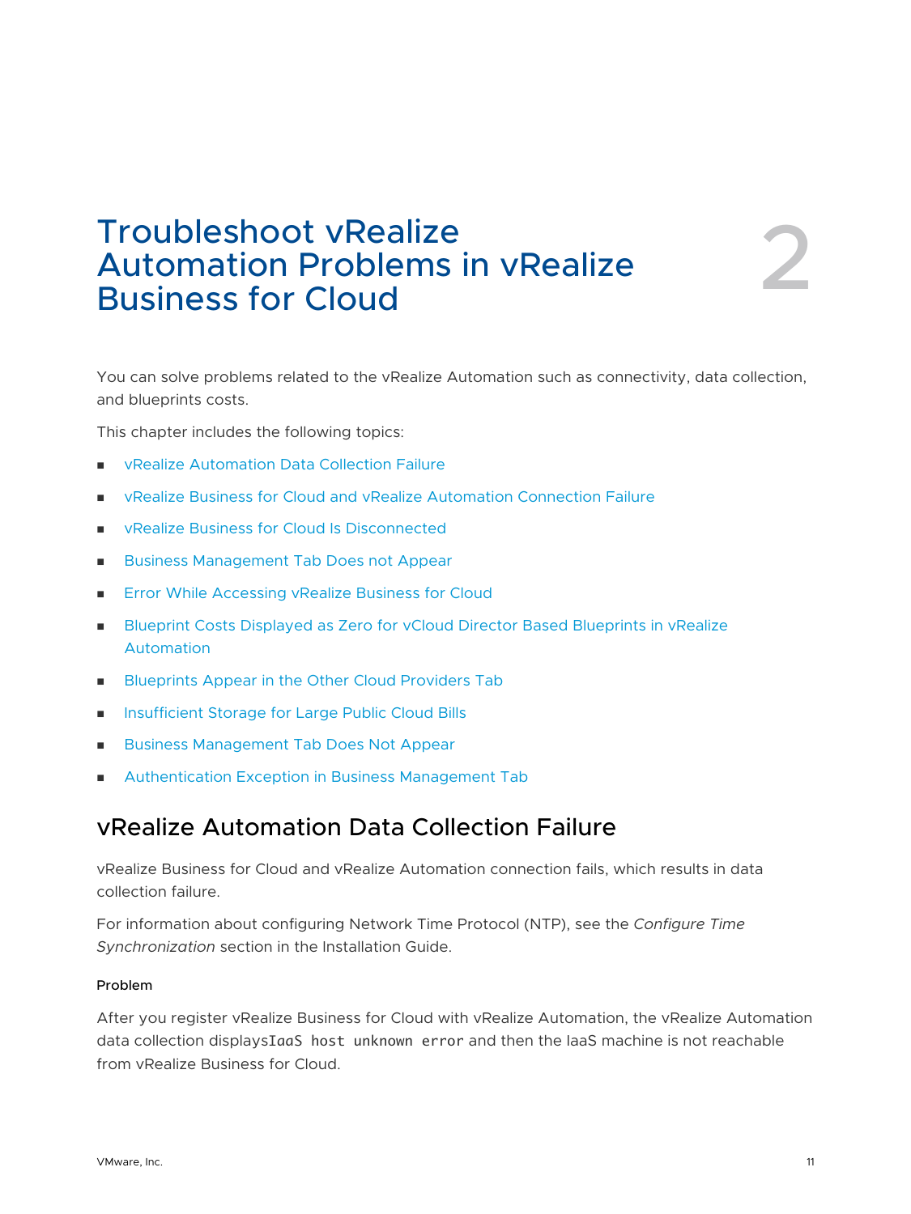# Troubleshoot vRealize Automation Problems in vRealize Business for Cloud

2

You can solve problems related to the vRealize Automation such as connectivity, data collection, and blueprints costs.

This chapter includes the following topics:

- vRealize Automation Data Collection Failure
- vRealize Business for Cloud and vRealize Automation Connection Failure
- vRealize Business for Cloud Is Disconnected
- Business Management Tab Does not Appear
- Error While Accessing vRealize Business for Cloud
- Blueprint Costs Displayed as Zero for vCloud Director Based Blueprints in vRealize Automation
- Blueprints Appear in the Other Cloud Providers Tab
- Insufficient Storage for Large Public Cloud Bills
- Business Management Tab Does Not Appear
- Authentication Exception in Business Management Tab

## vRealize Automation Data Collection Failure

vRealize Business for Cloud and vRealize Automation connection fails, which results in data collection failure.

For information about configuring Network Time Protocol (NTP), see the *Configure Time Synchronization* section in the Installation Guide.

#### Problem

After you register vRealize Business for Cloud with vRealize Automation, the vRealize Automation data collection displays`IaaS host unknown error` and then the IaaS machine is not reachable from vRealize Business for Cloud.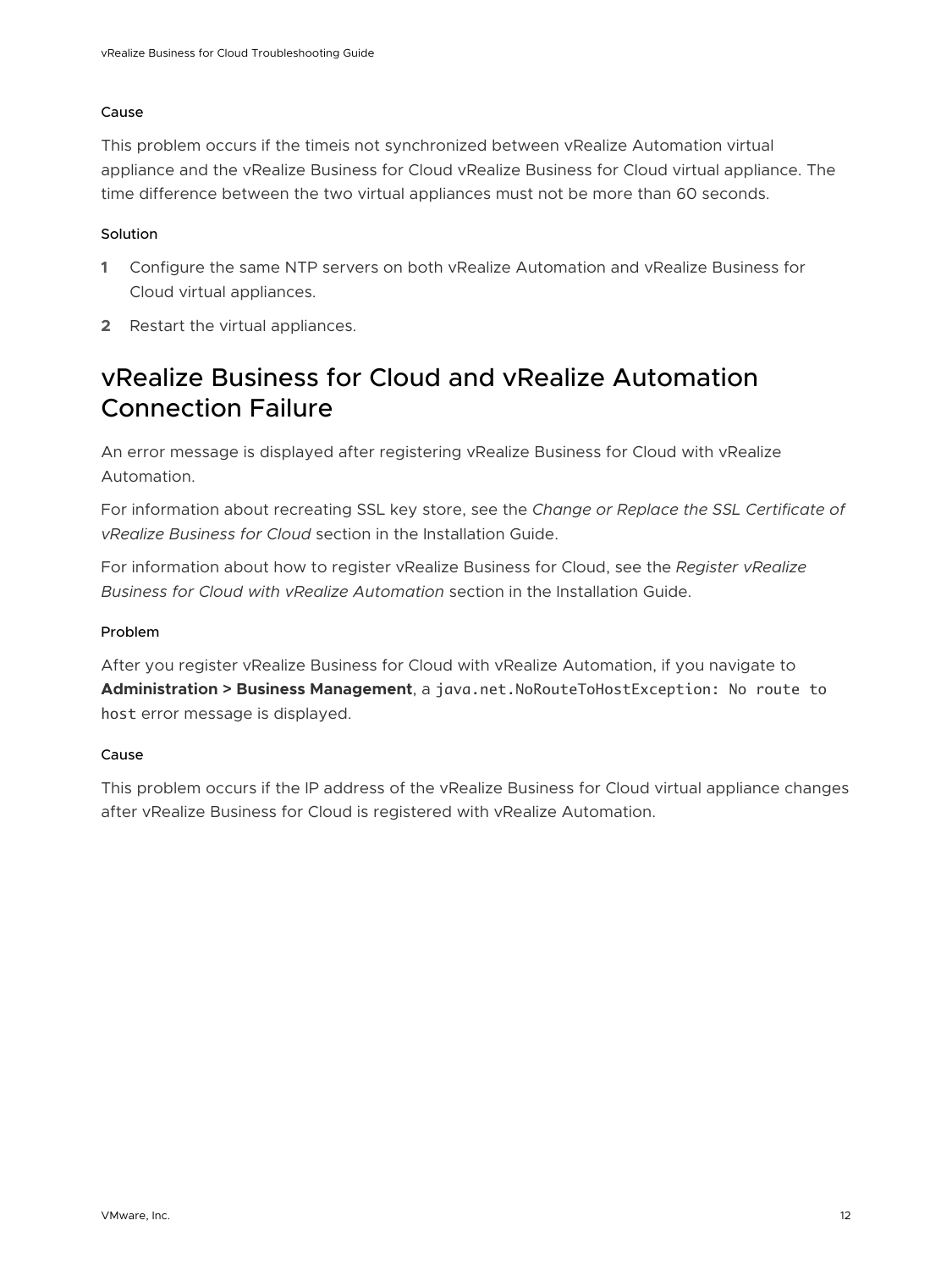#### Cause

This problem occurs if the timeis not synchronized between vRealize Automation virtual appliance and the vRealize Business for Cloud vRealize Business for Cloud virtual appliance. The time difference between the two virtual appliances must not be more than 60 seconds.

#### Solution

1. Configure the same NTP servers on both vRealize Automation and vRealize Business for Cloud virtual appliances.
2. Restart the virtual appliances.

## vRealize Business for Cloud and vRealize Automation Connection Failure

An error message is displayed after registering vRealize Business for Cloud with vRealize Automation.

For information about recreating SSL key store, see the *Change or Replace the SSL Certificate of vRealize Business for Cloud* section in the Installation Guide.

For information about how to register vRealize Business for Cloud, see the *Register vRealize Business for Cloud with vRealize Automation* section in the Installation Guide.

#### Problem

After you register vRealize Business for Cloud with vRealize Automation, if you navigate to **Administration > Business Management**, a `java.net.NoRouteToHostException: No route to host` error message is displayed.

#### Cause

This problem occurs if the IP address of the vRealize Business for Cloud virtual appliance changes after vRealize Business for Cloud is registered with vRealize Automation.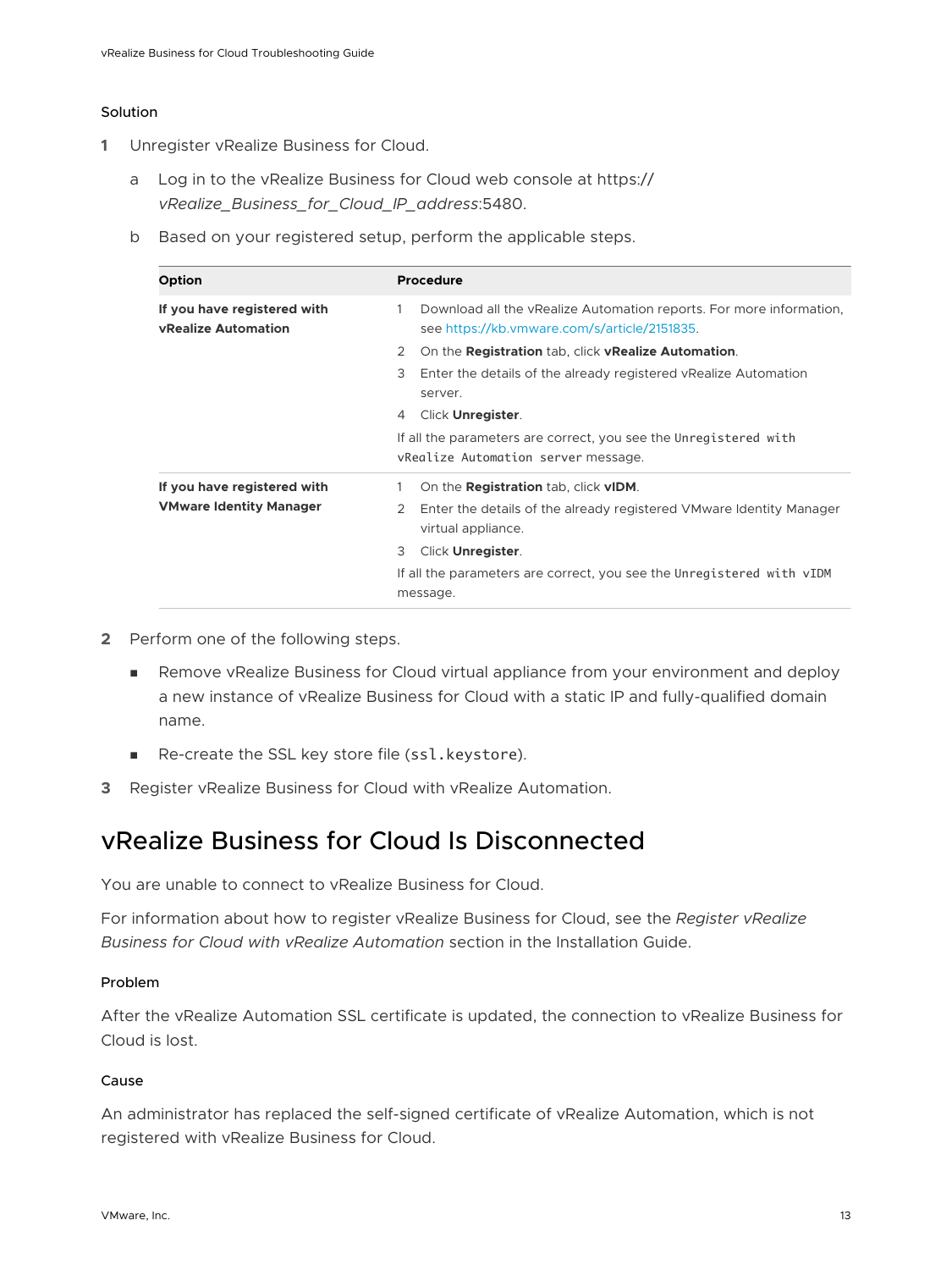#### Solution

1. Unregister vRealize Business for Cloud.

   a. Log in to the vRealize Business for Cloud web console at https://*vRealize_Business_for_Cloud_IP_address*:5480.

   b. Based on your registered setup, perform the applicable steps.

| Option | Procedure |
| --- | --- |
| **If you have registered with vRealize Automation** | 1 Download all the vRealize Automation reports. For more information, see https://kb.vmware.com/s/article/2151835.<br>2 On the **Registration** tab, click **vRealize Automation**.<br>3 Enter the details of the already registered vRealize Automation server.<br>4 Click **Unregister**.<br>If all the parameters are correct, you see the `Unregistered with vRealize Automation server` message. |
| **If you have registered with VMware Identity Manager** | 1 On the **Registration** tab, click **vIDM**.<br>2 Enter the details of the already registered VMware Identity Manager virtual appliance.<br>3 Click **Unregister**.<br>If all the parameters are correct, you see the `Unregistered with vIDM` message. |

2. Perform one of the following steps.

   - Remove vRealize Business for Cloud virtual appliance from your environment and deploy a new instance of vRealize Business for Cloud with a static IP and fully-qualified domain name.
   - Re-create the SSL key store file (`ssl.keystore`).

3. Register vRealize Business for Cloud with vRealize Automation.

## vRealize Business for Cloud Is Disconnected

You are unable to connect to vRealize Business for Cloud.

For information about how to register vRealize Business for Cloud, see the *Register vRealize Business for Cloud with vRealize Automation* section in the Installation Guide.

#### Problem

After the vRealize Automation SSL certificate is updated, the connection to vRealize Business for Cloud is lost.

#### Cause

An administrator has replaced the self-signed certificate of vRealize Automation, which is not registered with vRealize Business for Cloud.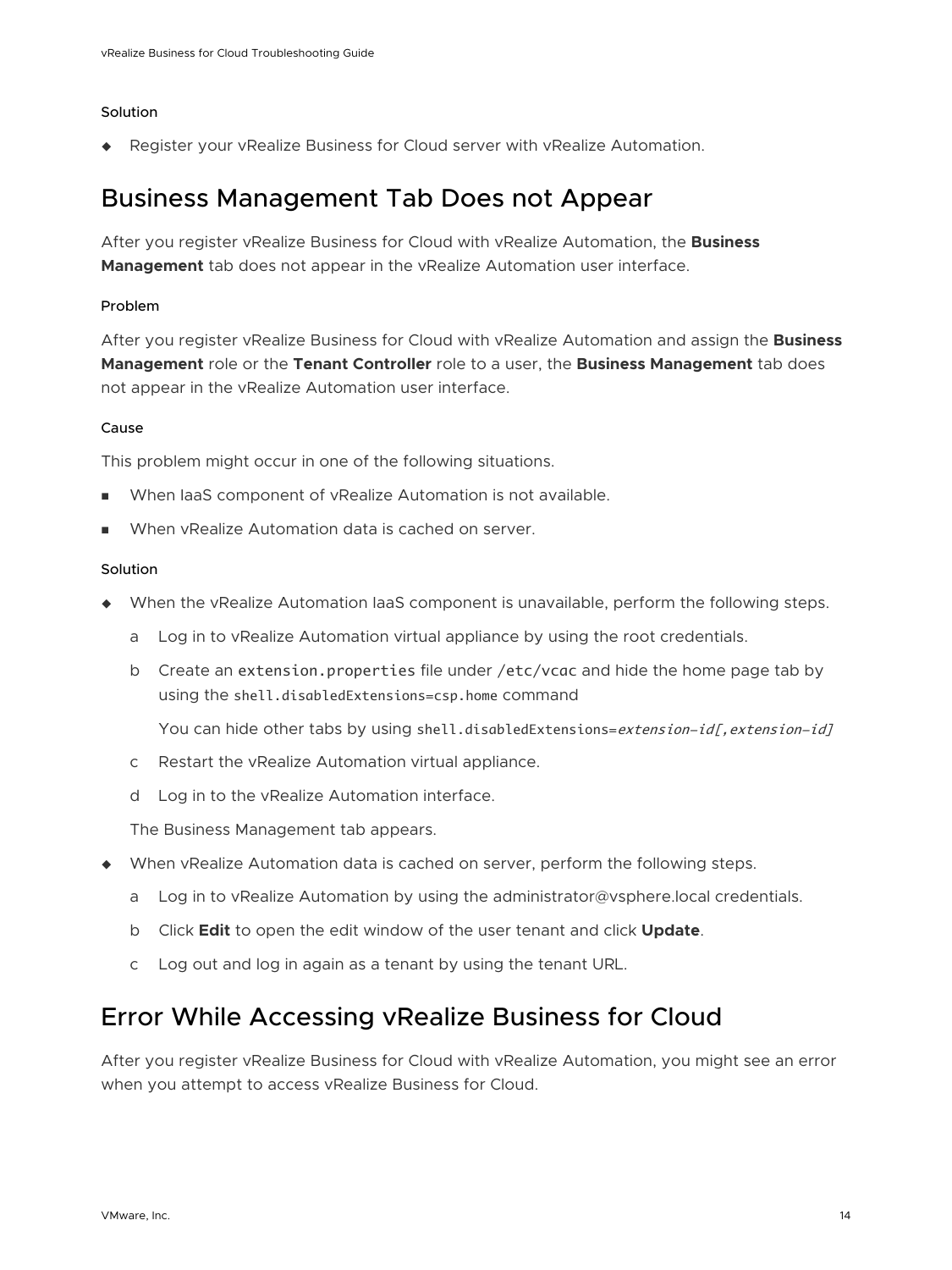#### Solution

- Register your vRealize Business for Cloud server with vRealize Automation.

## Business Management Tab Does not Appear

After you register vRealize Business for Cloud with vRealize Automation, the **Business Management** tab does not appear in the vRealize Automation user interface.

#### Problem

After you register vRealize Business for Cloud with vRealize Automation and assign the **Business Management** role or the **Tenant Controller** role to a user, the **Business Management** tab does not appear in the vRealize Automation user interface.

#### Cause

This problem might occur in one of the following situations.

- When IaaS component of vRealize Automation is not available.
- When vRealize Automation data is cached on server.

#### Solution

- When the vRealize Automation IaaS component is unavailable, perform the following steps.

  a Log in to vRealize Automation virtual appliance by using the root credentials.

  b Create an `extension.properties` file under `/etc/vcac` and hide the home page tab by using the `shell.disabledExtensions=csp.home` command

  You can hide other tabs by using `shell.disabledExtensions=`*`extension-id[,extension-id]`*

  c Restart the vRealize Automation virtual appliance.

  d Log in to the vRealize Automation interface.

  The Business Management tab appears.

- When vRealize Automation data is cached on server, perform the following steps.

  a Log in to vRealize Automation by using the administrator@vsphere.local credentials.

  b Click **Edit** to open the edit window of the user tenant and click **Update**.

  c Log out and log in again as a tenant by using the tenant URL.

## Error While Accessing vRealize Business for Cloud

After you register vRealize Business for Cloud with vRealize Automation, you might see an error when you attempt to access vRealize Business for Cloud.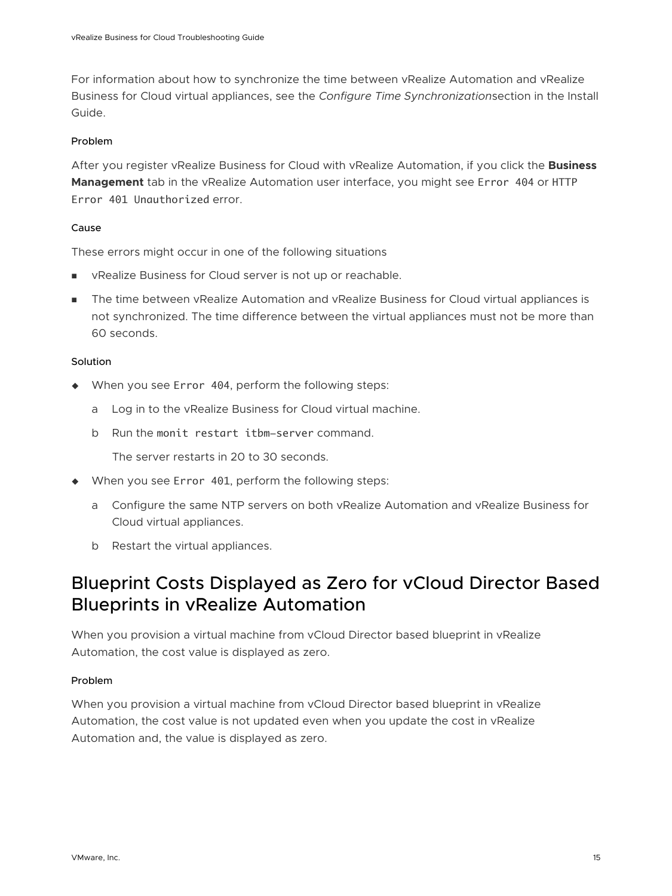For information about how to synchronize the time between vRealize Automation and vRealize Business for Cloud virtual appliances, see the *Configure Time Synchronization*section in the Install Guide.

#### Problem

After you register vRealize Business for Cloud with vRealize Automation, if you click the **Business Management** tab in the vRealize Automation user interface, you might see `Error 404` or `HTTP Error 401 Unauthorized` error.

#### Cause

These errors might occur in one of the following situations

- vRealize Business for Cloud server is not up or reachable.
- The time between vRealize Automation and vRealize Business for Cloud virtual appliances is not synchronized. The time difference between the virtual appliances must not be more than 60 seconds.

#### Solution

- When you see `Error 404`, perform the following steps:
  - a Log in to the vRealize Business for Cloud virtual machine.
  - b Run the `monit restart itbm-server` command.

    The server restarts in 20 to 30 seconds.
- When you see `Error 401`, perform the following steps:
  - a Configure the same NTP servers on both vRealize Automation and vRealize Business for Cloud virtual appliances.
  - b Restart the virtual appliances.

## Blueprint Costs Displayed as Zero for vCloud Director Based Blueprints in vRealize Automation

When you provision a virtual machine from vCloud Director based blueprint in vRealize Automation, the cost value is displayed as zero.

#### Problem

When you provision a virtual machine from vCloud Director based blueprint in vRealize Automation, the cost value is not updated even when you update the cost in vRealize Automation and, the value is displayed as zero.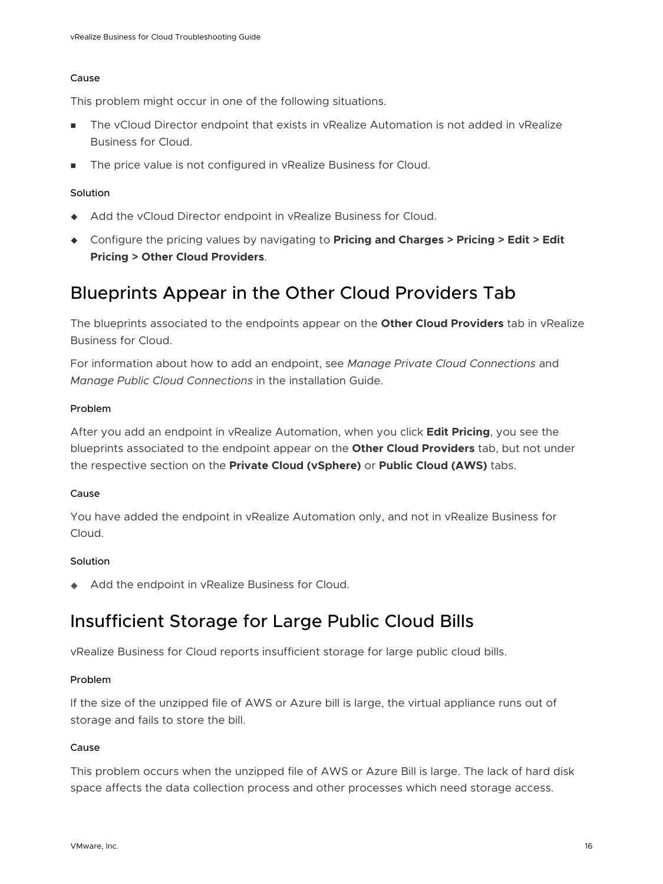#### Cause

This problem might occur in one of the following situations.

- The vCloud Director endpoint that exists in vRealize Automation is not added in vRealize Business for Cloud.
- The price value is not configured in vRealize Business for Cloud.

#### Solution

- Add the vCloud Director endpoint in vRealize Business for Cloud.
- Configure the pricing values by navigating to **Pricing and Charges > Pricing > Edit > Edit Pricing > Other Cloud Providers**.

## Blueprints Appear in the Other Cloud Providers Tab

The blueprints associated to the endpoints appear on the **Other Cloud Providers** tab in vRealize Business for Cloud.

For information about how to add an endpoint, see *Manage Private Cloud Connections* and *Manage Public Cloud Connections* in the installation Guide.

#### Problem

After you add an endpoint in vRealize Automation, when you click **Edit Pricing**, you see the blueprints associated to the endpoint appear on the **Other Cloud Providers** tab, but not under the respective section on the **Private Cloud (vSphere)** or **Public Cloud (AWS)** tabs.

#### Cause

You have added the endpoint in vRealize Automation only, and not in vRealize Business for Cloud.

#### Solution

- Add the endpoint in vRealize Business for Cloud.

## Insufficient Storage for Large Public Cloud Bills

vRealize Business for Cloud reports insufficient storage for large public cloud bills.

#### Problem

If the size of the unzipped file of AWS or Azure bill is large, the virtual appliance runs out of storage and fails to store the bill.

#### Cause

This problem occurs when the unzipped file of AWS or Azure Bill is large. The lack of hard disk space affects the data collection process and other processes which need storage access.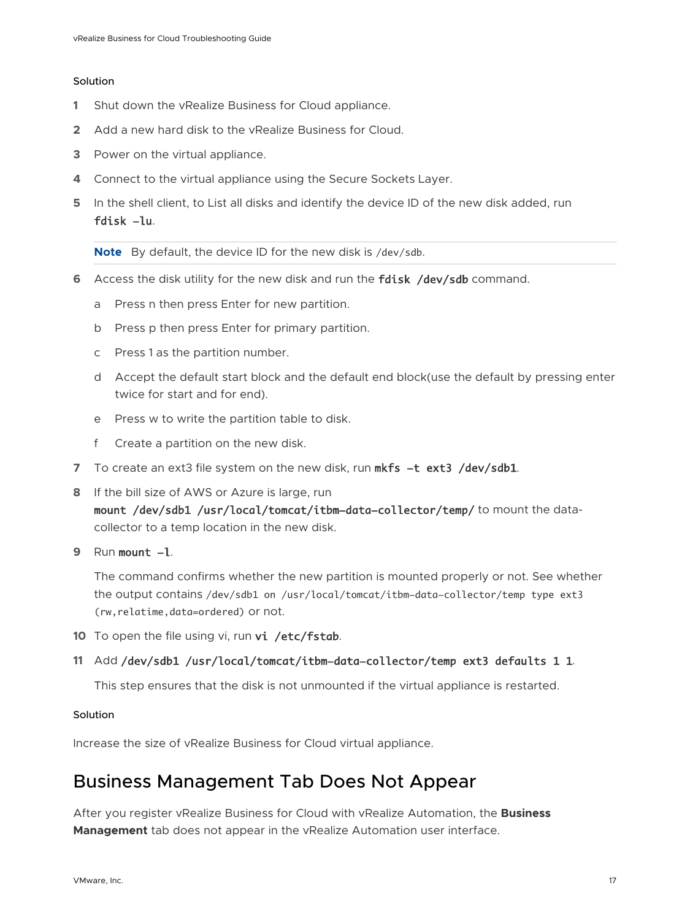Solution

1. Shut down the vRealize Business for Cloud appliance.
2. Add a new hard disk to the vRealize Business for Cloud.
3. Power on the virtual appliance.
4. Connect to the virtual appliance using the Secure Sockets Layer.
5. In the shell client, to List all disks and identify the device ID of the new disk added, run **`fdisk -lu`**.

   **Note** By default, the device ID for the new disk is `/dev/sdb`.

6. Access the disk utility for the new disk and run the **`fdisk /dev/sdb`** command.
   a. Press n then press Enter for new partition.
   b. Press p then press Enter for primary partition.
   c. Press 1 as the partition number.
   d. Accept the default start block and the default end block(use the default by pressing enter twice for start and for end).
   e. Press w to write the partition table to disk.
   f. Create a partition on the new disk.
7. To create an ext3 file system on the new disk, run **`mkfs -t ext3 /dev/sdb1`**.
8. If the bill size of AWS or Azure is large, run **`mount /dev/sdb1 /usr/local/tomcat/itbm-data-collector/temp/`** to mount the data-collector to a temp location in the new disk.
9. Run **`mount -l`**.

   The command confirms whether the new partition is mounted properly or not. See whether the output contains `/dev/sdb1 on /usr/local/tomcat/itbm-data-collector/temp type ext3 (rw,relatime,data=ordered)` or not.

10. To open the file using vi, run **`vi /etc/fstab`**.
11. Add **`/dev/sdb1 /usr/local/tomcat/itbm-data-collector/temp ext3 defaults 1 1`**.

    This step ensures that the disk is not unmounted if the virtual appliance is restarted.

Solution

Increase the size of vRealize Business for Cloud virtual appliance.

## Business Management Tab Does Not Appear

After you register vRealize Business for Cloud with vRealize Automation, the **Business Management** tab does not appear in the vRealize Automation user interface.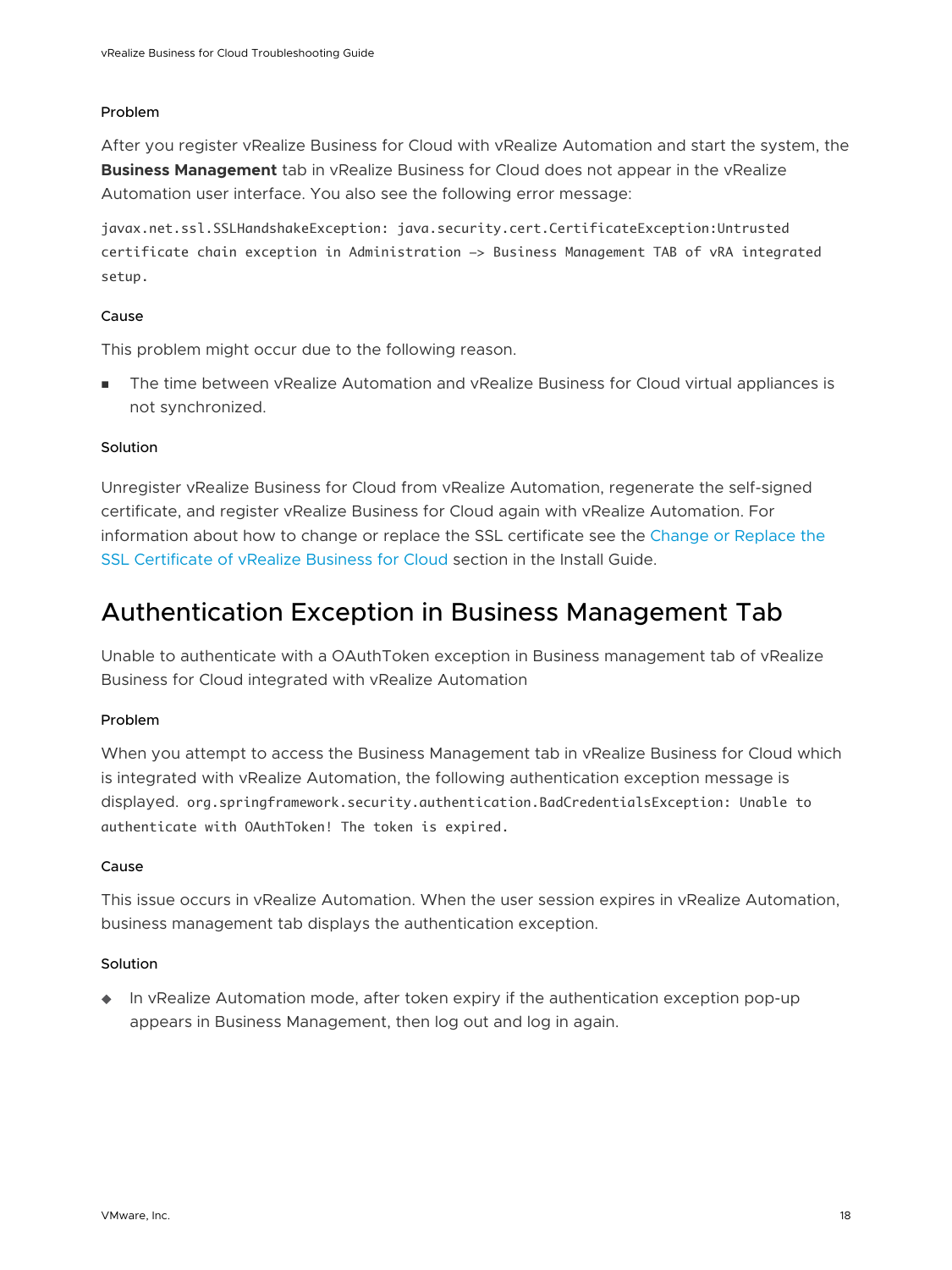#### Problem

After you register vRealize Business for Cloud with vRealize Automation and start the system, the **Business Management** tab in vRealize Business for Cloud does not appear in the vRealize Automation user interface. You also see the following error message:

```
javax.net.ssl.SSLHandshakeException: java.security.cert.CertificateException:Untrusted certificate chain exception in Administration —> Business Management TAB of vRA integrated setup.
```

#### Cause

This problem might occur due to the following reason.

- The time between vRealize Automation and vRealize Business for Cloud virtual appliances is not synchronized.

#### Solution

Unregister vRealize Business for Cloud from vRealize Automation, regenerate the self-signed certificate, and register vRealize Business for Cloud again with vRealize Automation. For information about how to change or replace the SSL certificate see the Change or Replace the SSL Certificate of vRealize Business for Cloud section in the Install Guide.

## Authentication Exception in Business Management Tab

Unable to authenticate with a OAuthToken exception in Business management tab of vRealize Business for Cloud integrated with vRealize Automation

#### Problem

When you attempt to access the Business Management tab in vRealize Business for Cloud which is integrated with vRealize Automation, the following authentication exception message is displayed. `org.springframework.security.authentication.BadCredentialsException: Unable to authenticate with OAuthToken! The token is expired.`

#### Cause

This issue occurs in vRealize Automation. When the user session expires in vRealize Automation, business management tab displays the authentication exception.

#### Solution

- In vRealize Automation mode, after token expiry if the authentication exception pop-up appears in Business Management, then log out and log in again.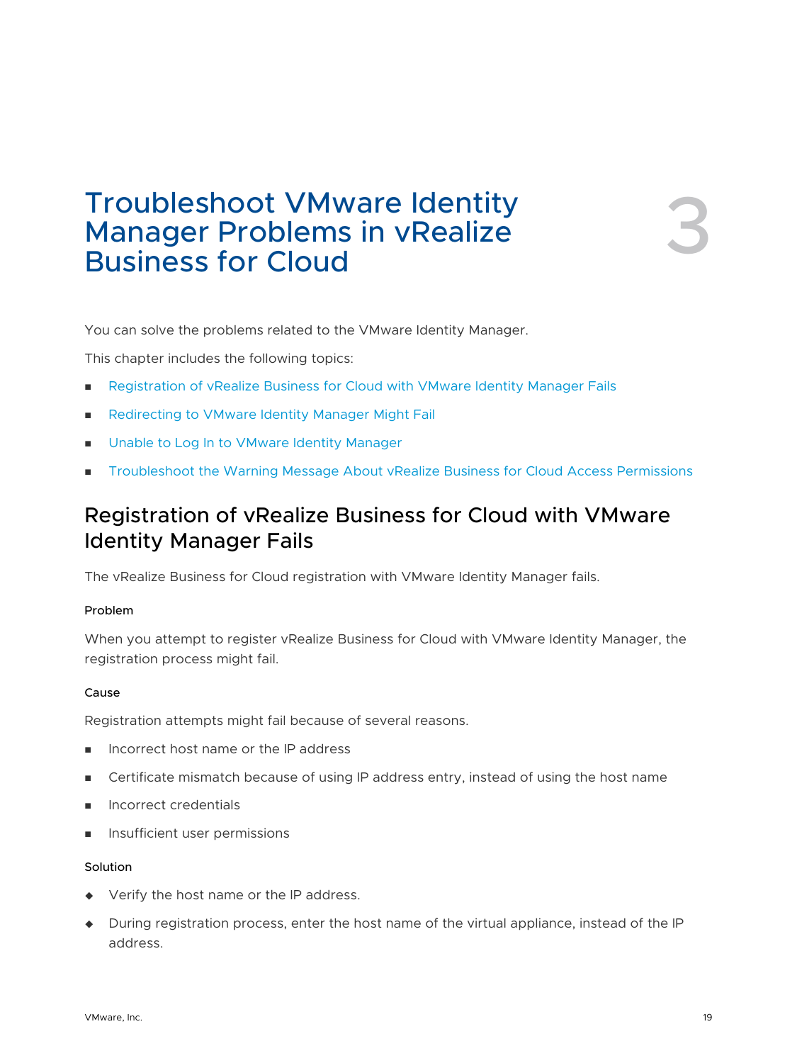# 3 Troubleshoot VMware Identity Manager Problems in vRealize Business for Cloud

You can solve the problems related to the VMware Identity Manager.

This chapter includes the following topics:

- Registration of vRealize Business for Cloud with VMware Identity Manager Fails
- Redirecting to VMware Identity Manager Might Fail
- Unable to Log In to VMware Identity Manager
- Troubleshoot the Warning Message About vRealize Business for Cloud Access Permissions

## Registration of vRealize Business for Cloud with VMware Identity Manager Fails

The vRealize Business for Cloud registration with VMware Identity Manager fails.

### Problem

When you attempt to register vRealize Business for Cloud with VMware Identity Manager, the registration process might fail.

### Cause

Registration attempts might fail because of several reasons.

- Incorrect host name or the IP address
- Certificate mismatch because of using IP address entry, instead of using the host name
- Incorrect credentials
- Insufficient user permissions

### Solution

- Verify the host name or the IP address.
- During registration process, enter the host name of the virtual appliance, instead of the IP address.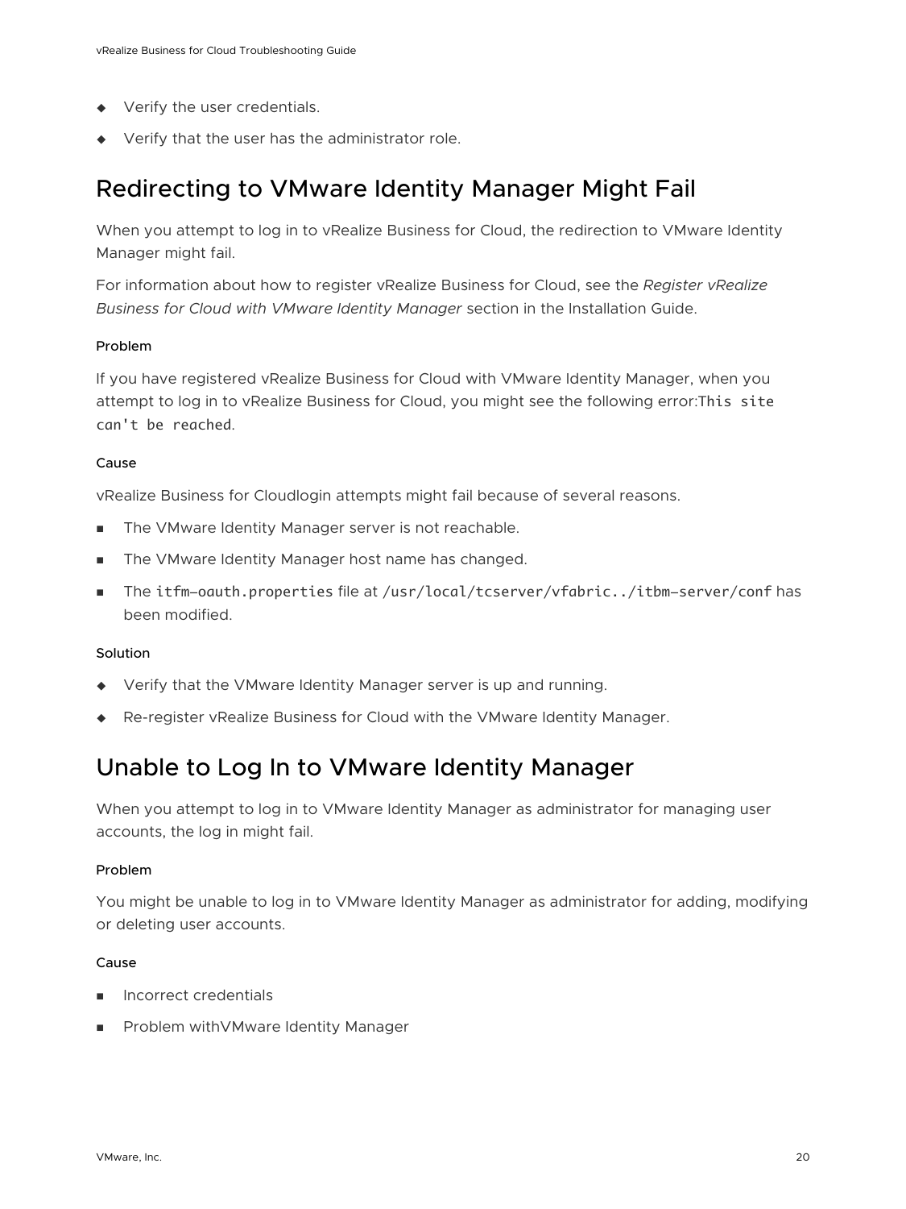- Verify the user credentials.
- Verify that the user has the administrator role.

## Redirecting to VMware Identity Manager Might Fail

When you attempt to log in to vRealize Business for Cloud, the redirection to VMware Identity Manager might fail.

For information about how to register vRealize Business for Cloud, see the *Register vRealize Business for Cloud with VMware Identity Manager* section in the Installation Guide.

#### Problem

If you have registered vRealize Business for Cloud with VMware Identity Manager, when you attempt to log in to vRealize Business for Cloud, you might see the following error:`This site can't be reached`.

#### Cause

vRealize Business for Cloudlogin attempts might fail because of several reasons.

- The VMware Identity Manager server is not reachable.
- The VMware Identity Manager host name has changed.
- The `itfm-oauth.properties` file at `/usr/local/tcserver/vfabric../itbm-server/conf` has been modified.

#### Solution

- Verify that the VMware Identity Manager server is up and running.
- Re-register vRealize Business for Cloud with the VMware Identity Manager.

## Unable to Log In to VMware Identity Manager

When you attempt to log in to VMware Identity Manager as administrator for managing user accounts, the log in might fail.

#### Problem

You might be unable to log in to VMware Identity Manager as administrator for adding, modifying or deleting user accounts.

#### Cause

- Incorrect credentials
- Problem withVMware Identity Manager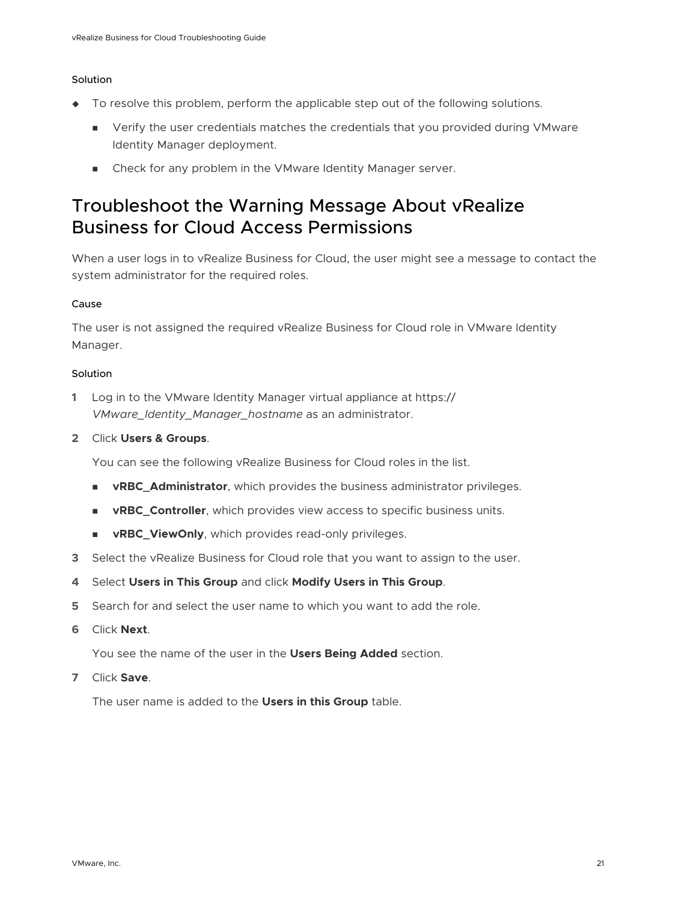#### Solution

- To resolve this problem, perform the applicable step out of the following solutions.
  - Verify the user credentials matches the credentials that you provided during VMware Identity Manager deployment.
  - Check for any problem in the VMware Identity Manager server.

## Troubleshoot the Warning Message About vRealize Business for Cloud Access Permissions

When a user logs in to vRealize Business for Cloud, the user might see a message to contact the system administrator for the required roles.

#### Cause

The user is not assigned the required vRealize Business for Cloud role in VMware Identity Manager.

#### Solution

1. Log in to the VMware Identity Manager virtual appliance at https://*VMware_Identity_Manager_hostname* as an administrator.
2. Click **Users & Groups**.

   You can see the following vRealize Business for Cloud roles in the list.

   - **vRBC_Administrator**, which provides the business administrator privileges.
   - **vRBC_Controller**, which provides view access to specific business units.
   - **vRBC_ViewOnly**, which provides read-only privileges.
3. Select the vRealize Business for Cloud role that you want to assign to the user.
4. Select **Users in This Group** and click **Modify Users in This Group**.
5. Search for and select the user name to which you want to add the role.
6. Click **Next**.

   You see the name of the user in the **Users Being Added** section.
7. Click **Save**.

   The user name is added to the **Users in this Group** table.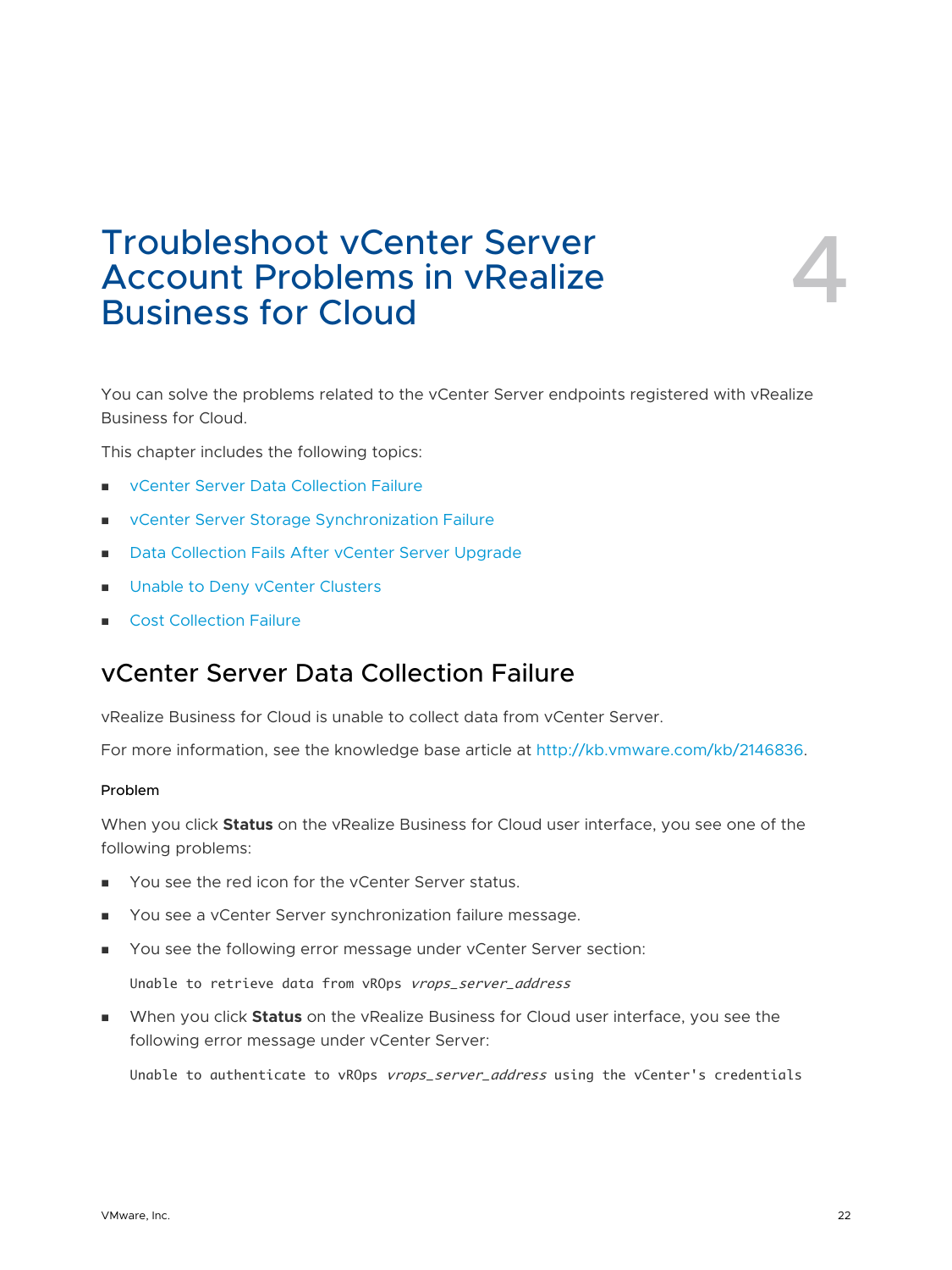# 4 Troubleshoot vCenter Server Account Problems in vRealize Business for Cloud

You can solve the problems related to the vCenter Server endpoints registered with vRealize Business for Cloud.

This chapter includes the following topics:

- vCenter Server Data Collection Failure
- vCenter Server Storage Synchronization Failure
- Data Collection Fails After vCenter Server Upgrade
- Unable to Deny vCenter Clusters
- Cost Collection Failure

## vCenter Server Data Collection Failure

vRealize Business for Cloud is unable to collect data from vCenter Server.

For more information, see the knowledge base article at http://kb.vmware.com/kb/2146836.

#### Problem

When you click **Status** on the vRealize Business for Cloud user interface, you see one of the following problems:

- You see the red icon for the vCenter Server status.
- You see a vCenter Server synchronization failure message.
- You see the following error message under vCenter Server section:

  ```
  Unable to retrieve data from vROps vrops_server_address
  ```

- When you click **Status** on the vRealize Business for Cloud user interface, you see the following error message under vCenter Server:

  ```
  Unable to authenticate to vROps vrops_server_address using the vCenter's credentials
  ```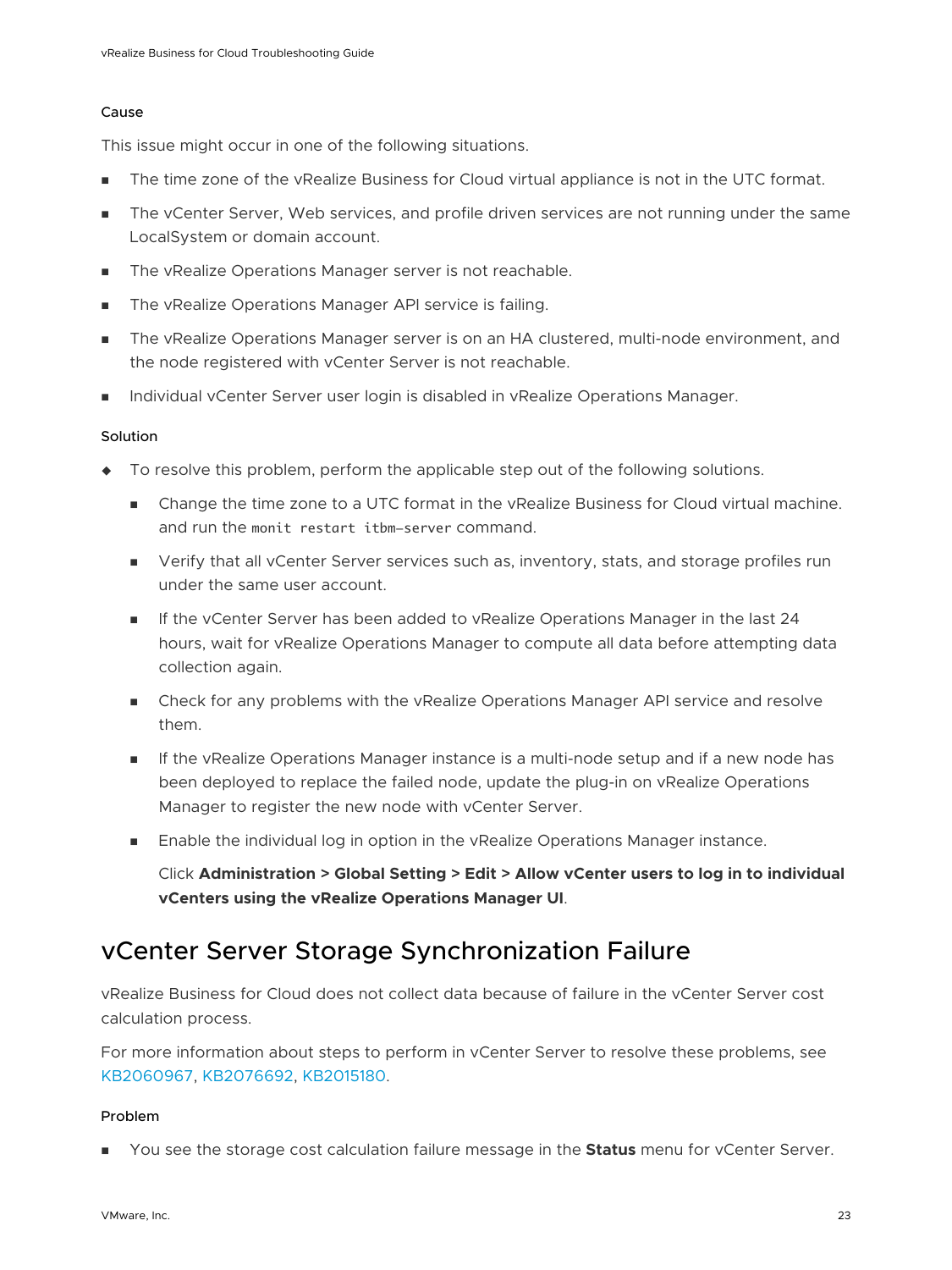#### Cause

This issue might occur in one of the following situations.

- The time zone of the vRealize Business for Cloud virtual appliance is not in the UTC format.
- The vCenter Server, Web services, and profile driven services are not running under the same LocalSystem or domain account.
- The vRealize Operations Manager server is not reachable.
- The vRealize Operations Manager API service is failing.
- The vRealize Operations Manager server is on an HA clustered, multi-node environment, and the node registered with vCenter Server is not reachable.
- Individual vCenter Server user login is disabled in vRealize Operations Manager.

#### Solution

- To resolve this problem, perform the applicable step out of the following solutions.
  - Change the time zone to a UTC format in the vRealize Business for Cloud virtual machine. and run the `monit restart itbm-server` command.
  - Verify that all vCenter Server services such as, inventory, stats, and storage profiles run under the same user account.
  - If the vCenter Server has been added to vRealize Operations Manager in the last 24 hours, wait for vRealize Operations Manager to compute all data before attempting data collection again.
  - Check for any problems with the vRealize Operations Manager API service and resolve them.
  - If the vRealize Operations Manager instance is a multi-node setup and if a new node has been deployed to replace the failed node, update the plug-in on vRealize Operations Manager to register the new node with vCenter Server.
  - Enable the individual log in option in the vRealize Operations Manager instance.

    Click **Administration > Global Setting > Edit > Allow vCenter users to log in to individual vCenters using the vRealize Operations Manager UI**.

## vCenter Server Storage Synchronization Failure

vRealize Business for Cloud does not collect data because of failure in the vCenter Server cost calculation process.

For more information about steps to perform in vCenter Server to resolve these problems, see KB2060967, KB2076692, KB2015180.

#### Problem

- You see the storage cost calculation failure message in the **Status** menu for vCenter Server.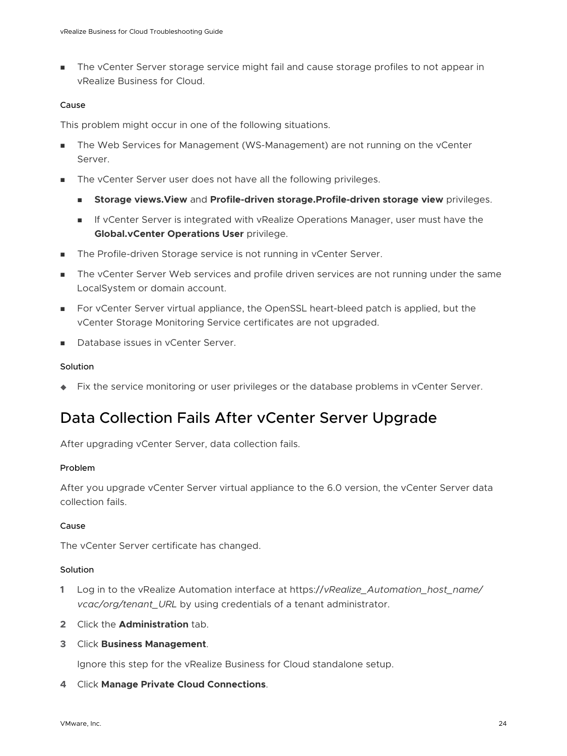- The vCenter Server storage service might fail and cause storage profiles to not appear in vRealize Business for Cloud.

#### Cause

This problem might occur in one of the following situations.

- The Web Services for Management (WS-Management) are not running on the vCenter Server.
- The vCenter Server user does not have all the following privileges.
  - **Storage views.View** and **Profile-driven storage.Profile-driven storage view** privileges.
  - If vCenter Server is integrated with vRealize Operations Manager, user must have the **Global.vCenter Operations User** privilege.
- The Profile-driven Storage service is not running in vCenter Server.
- The vCenter Server Web services and profile driven services are not running under the same LocalSystem or domain account.
- For vCenter Server virtual appliance, the OpenSSL heart-bleed patch is applied, but the vCenter Storage Monitoring Service certificates are not upgraded.
- Database issues in vCenter Server.

#### Solution

- Fix the service monitoring or user privileges or the database problems in vCenter Server.

## Data Collection Fails After vCenter Server Upgrade

After upgrading vCenter Server, data collection fails.

#### Problem

After you upgrade vCenter Server virtual appliance to the 6.0 version, the vCenter Server data collection fails.

#### Cause

The vCenter Server certificate has changed.

#### Solution

1. Log in to the vRealize Automation interface at https://*vRealize_Automation_host_name/vcac/org/tenant_URL* by using credentials of a tenant administrator.
2. Click the **Administration** tab.
3. Click **Business Management**.

   Ignore this step for the vRealize Business for Cloud standalone setup.
4. Click **Manage Private Cloud Connections**.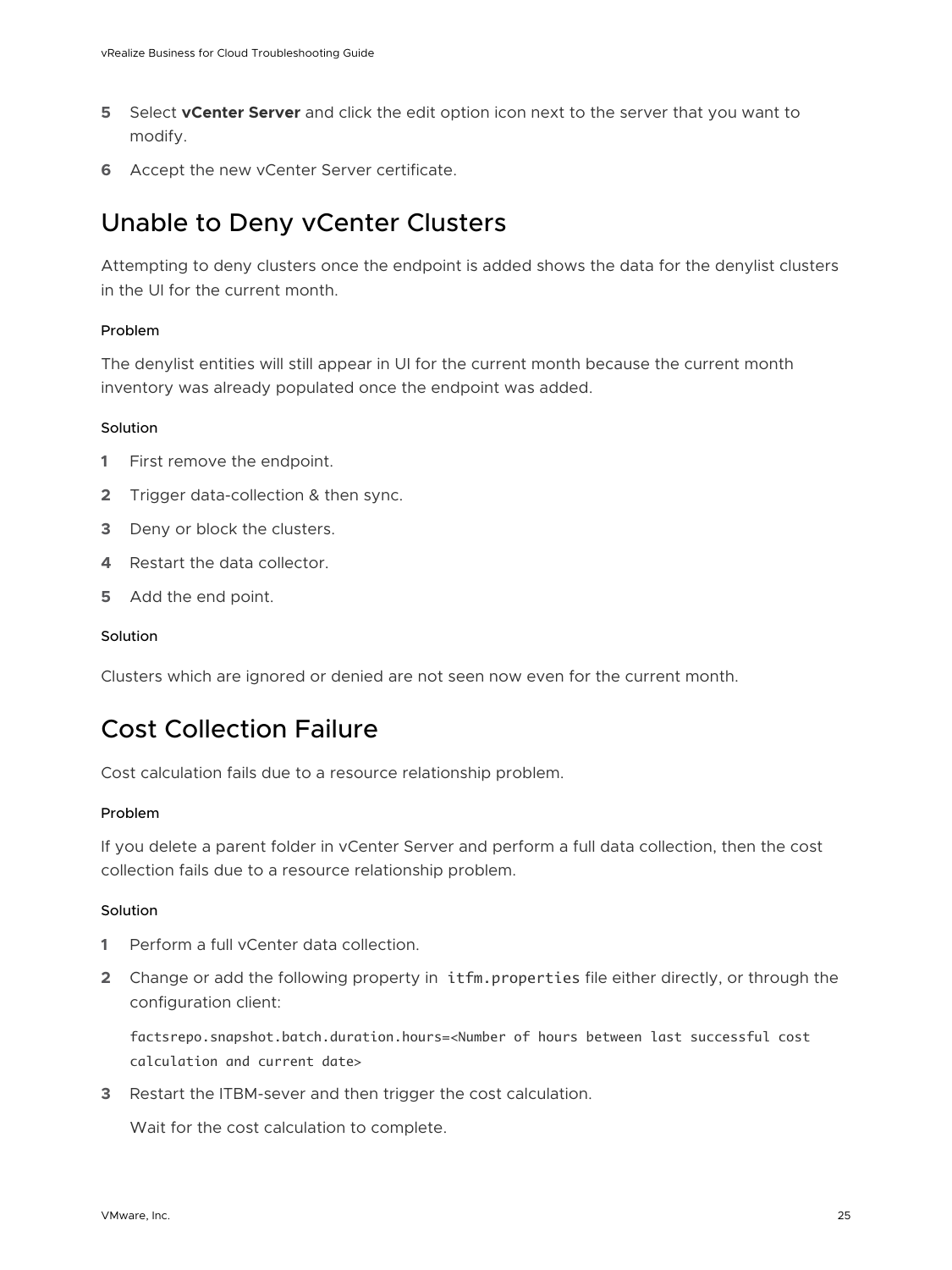5. Select **vCenter Server** and click the edit option icon next to the server that you want to modify.
6. Accept the new vCenter Server certificate.

## Unable to Deny vCenter Clusters

Attempting to deny clusters once the endpoint is added shows the data for the denylist clusters in the UI for the current month.

#### Problem

The denylist entities will still appear in UI for the current month because the current month inventory was already populated once the endpoint was added.

#### Solution

1. First remove the endpoint.
2. Trigger data-collection & then sync.
3. Deny or block the clusters.
4. Restart the data collector.
5. Add the end point.

#### Solution

Clusters which are ignored or denied are not seen now even for the current month.

## Cost Collection Failure

Cost calculation fails due to a resource relationship problem.

#### Problem

If you delete a parent folder in vCenter Server and perform a full data collection, then the cost collection fails due to a resource relationship problem.

#### Solution

1. Perform a full vCenter data collection.
2. Change or add the following property in `itfm.properties` file either directly, or through the configuration client:

   ```
   factsrepo.snapshot.batch.duration.hours=<Number of hours between last successful cost calculation and current date>
   ```

3. Restart the ITBM-sever and then trigger the cost calculation.

   Wait for the cost calculation to complete.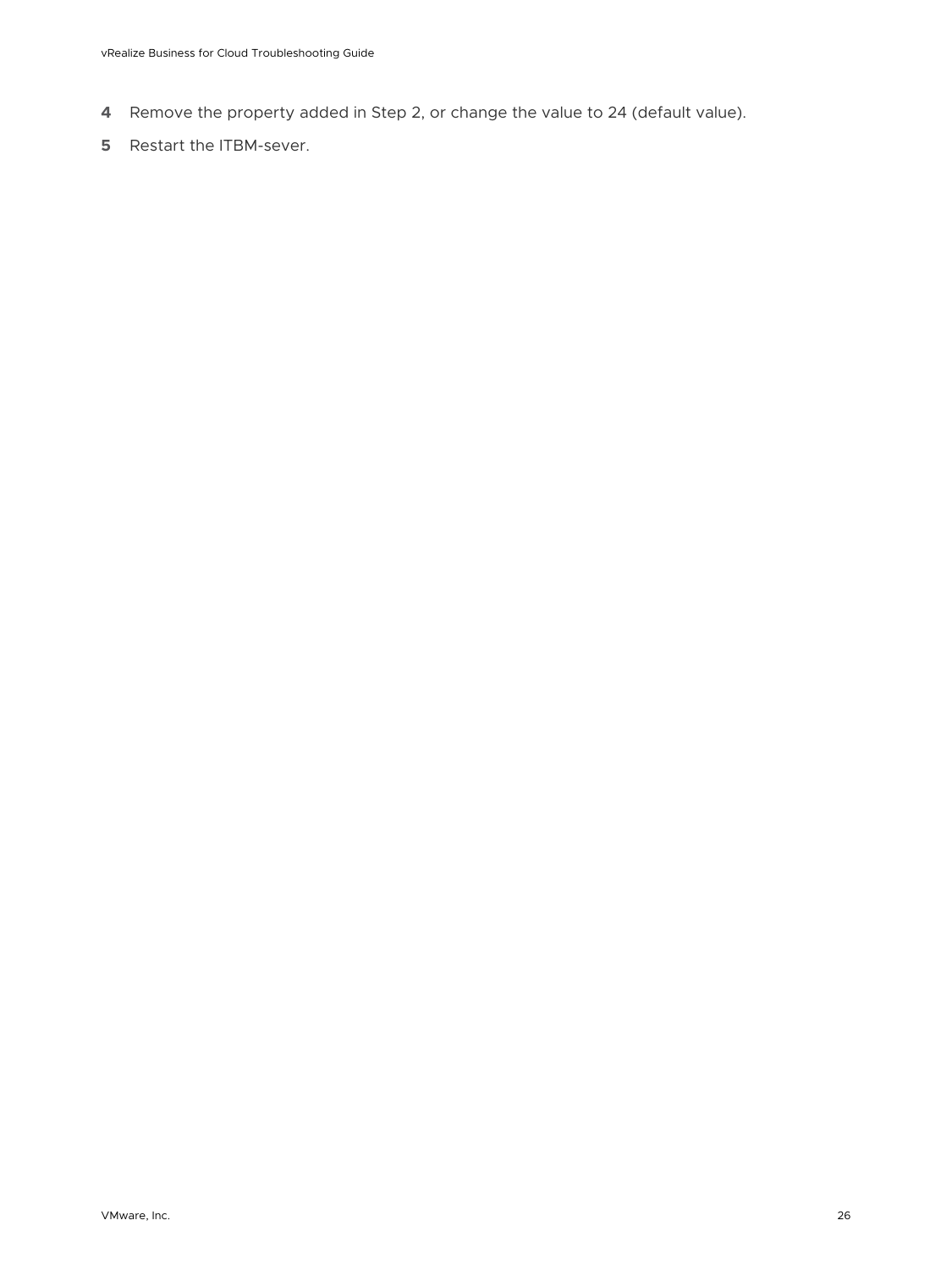4. Remove the property added in Step 2, or change the value to 24 (default value).
5. Restart the ITBM-sever.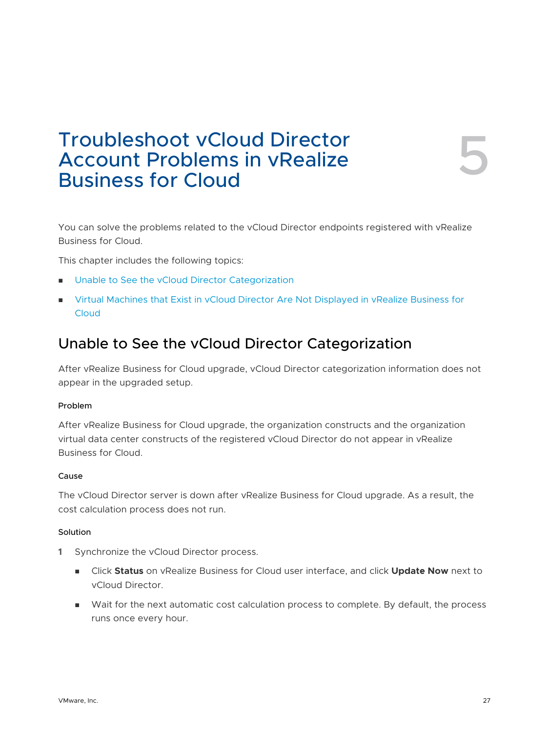# Troubleshoot vCloud Director Account Problems in vRealize Business for Cloud

5

You can solve the problems related to the vCloud Director endpoints registered with vRealize Business for Cloud.

This chapter includes the following topics:

- Unable to See the vCloud Director Categorization
- Virtual Machines that Exist in vCloud Director Are Not Displayed in vRealize Business for Cloud

## Unable to See the vCloud Director Categorization

After vRealize Business for Cloud upgrade, vCloud Director categorization information does not appear in the upgraded setup.

#### Problem

After vRealize Business for Cloud upgrade, the organization constructs and the organization virtual data center constructs of the registered vCloud Director do not appear in vRealize Business for Cloud.

#### Cause

The vCloud Director server is down after vRealize Business for Cloud upgrade. As a result, the cost calculation process does not run.

#### Solution

1 Synchronize the vCloud Director process.

   - Click **Status** on vRealize Business for Cloud user interface, and click **Update Now** next to vCloud Director.
   - Wait for the next automatic cost calculation process to complete. By default, the process runs once every hour.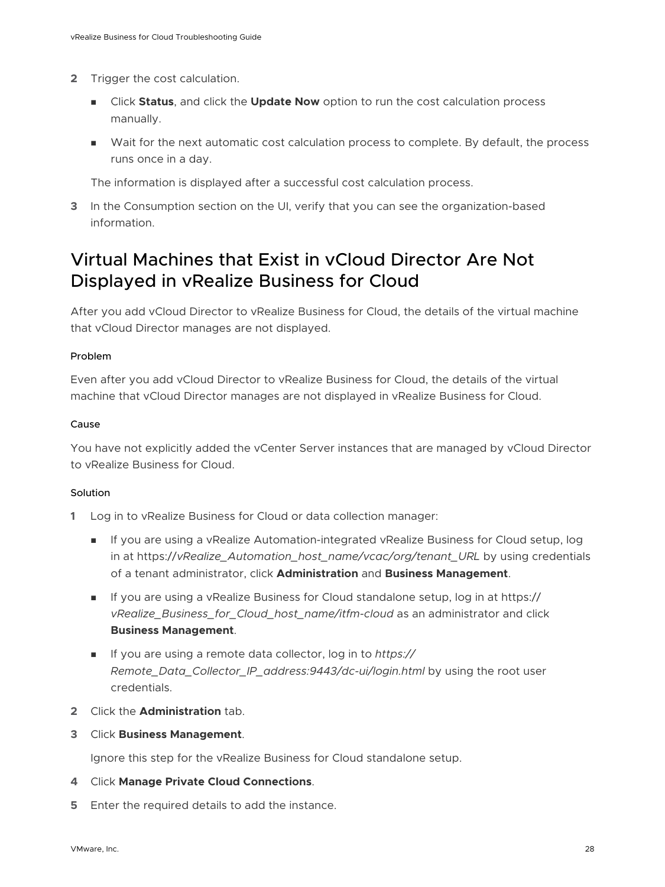2. Trigger the cost calculation.

    - Click **Status**, and click the **Update Now** option to run the cost calculation process manually.
    - Wait for the next automatic cost calculation process to complete. By default, the process runs once in a day.

    The information is displayed after a successful cost calculation process.

3. In the Consumption section on the UI, verify that you can see the organization-based information.

## Virtual Machines that Exist in vCloud Director Are Not Displayed in vRealize Business for Cloud

After you add vCloud Director to vRealize Business for Cloud, the details of the virtual machine that vCloud Director manages are not displayed.

#### Problem

Even after you add vCloud Director to vRealize Business for Cloud, the details of the virtual machine that vCloud Director manages are not displayed in vRealize Business for Cloud.

#### Cause

You have not explicitly added the vCenter Server instances that are managed by vCloud Director to vRealize Business for Cloud.

#### Solution

1. Log in to vRealize Business for Cloud or data collection manager:

    - If you are using a vRealize Automation-integrated vRealize Business for Cloud setup, log in at https://*vRealize_Automation_host_name/vcac/org/tenant_URL* by using credentials of a tenant administrator, click **Administration** and **Business Management**.
    - If you are using a vRealize Business for Cloud standalone setup, log in at https://*vRealize_Business_for_Cloud_host_name/itfm-cloud* as an administrator and click **Business Management**.
    - If you are using a remote data collector, log in to *https://Remote_Data_Collector_IP_address:9443/dc-ui/login.html* by using the root user credentials.

2. Click the **Administration** tab.
3. Click **Business Management**.

    Ignore this step for the vRealize Business for Cloud standalone setup.

4. Click **Manage Private Cloud Connections**.
5. Enter the required details to add the instance.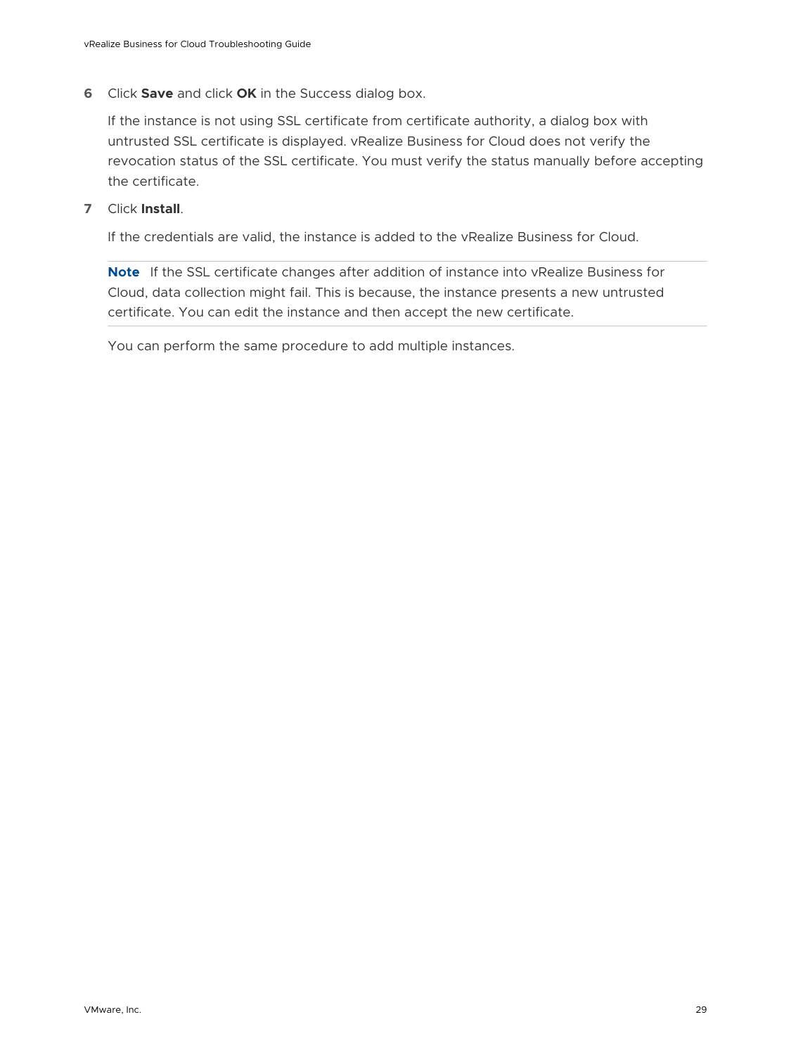6. Click **Save** and click **OK** in the Success dialog box.

   If the instance is not using SSL certificate from certificate authority, a dialog box with untrusted SSL certificate is displayed. vRealize Business for Cloud does not verify the revocation status of the SSL certificate. You must verify the status manually before accepting the certificate.

7. Click **Install**.

   If the credentials are valid, the instance is added to the vRealize Business for Cloud.

   **Note** If the SSL certificate changes after addition of instance into vRealize Business for Cloud, data collection might fail. This is because, the instance presents a new untrusted certificate. You can edit the instance and then accept the new certificate.

   You can perform the same procedure to add multiple instances.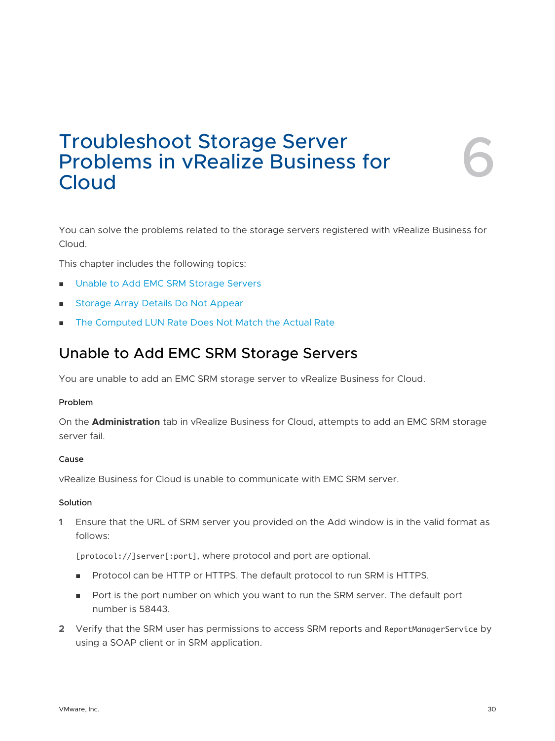# Troubleshoot Storage Server Problems in vRealize Business for Cloud

6

You can solve the problems related to the storage servers registered with vRealize Business for Cloud.

This chapter includes the following topics:

- Unable to Add EMC SRM Storage Servers
- Storage Array Details Do Not Appear
- The Computed LUN Rate Does Not Match the Actual Rate

## Unable to Add EMC SRM Storage Servers

You are unable to add an EMC SRM storage server to vRealize Business for Cloud.

### Problem

On the **Administration** tab in vRealize Business for Cloud, attempts to add an EMC SRM storage server fail.

### Cause

vRealize Business for Cloud is unable to communicate with EMC SRM server.

### Solution

1. Ensure that the URL of SRM server you provided on the Add window is in the valid format as follows:

   `[protocol://]server[:port]`, where protocol and port are optional.

   - Protocol can be HTTP or HTTPS. The default protocol to run SRM is HTTPS.
   - Port is the port number on which you want to run the SRM server. The default port number is 58443.

2. Verify that the SRM user has permissions to access SRM reports and `ReportManagerService` by using a SOAP client or in SRM application.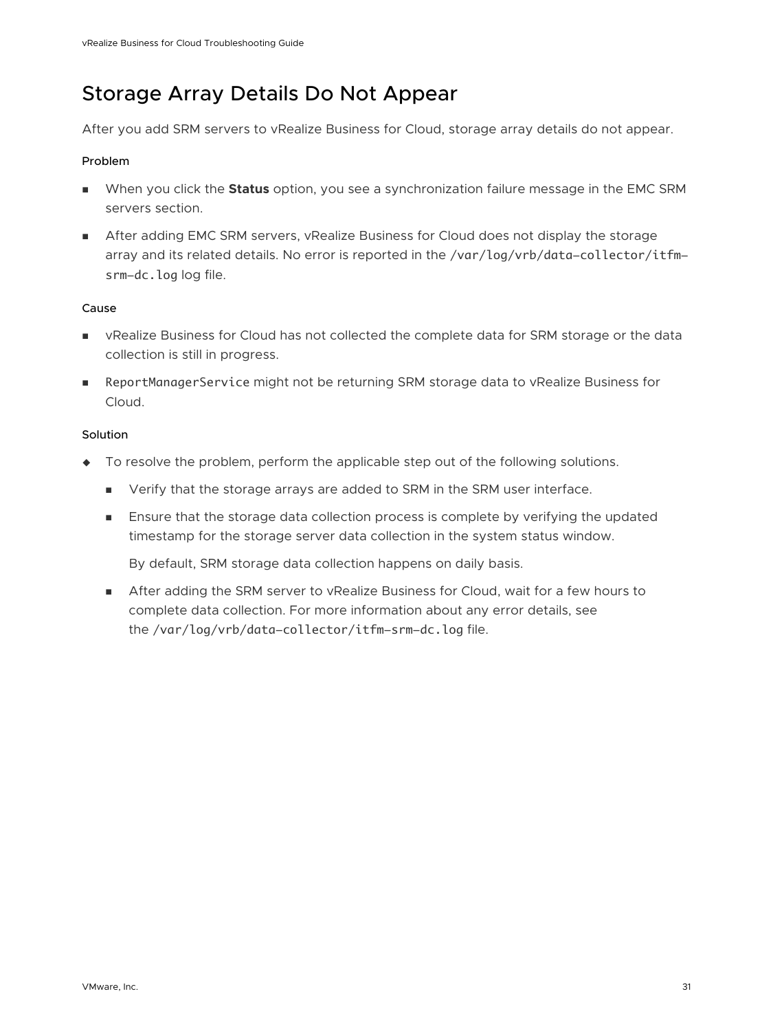# Storage Array Details Do Not Appear

After you add SRM servers to vRealize Business for Cloud, storage array details do not appear.

### Problem

- When you click the **Status** option, you see a synchronization failure message in the EMC SRM servers section.
- After adding EMC SRM servers, vRealize Business for Cloud does not display the storage array and its related details. No error is reported in the `/var/log/vrb/data-collector/itfm-srm-dc.log` log file.

### Cause

- vRealize Business for Cloud has not collected the complete data for SRM storage or the data collection is still in progress.
- `ReportManagerService` might not be returning SRM storage data to vRealize Business for Cloud.

### Solution

- To resolve the problem, perform the applicable step out of the following solutions.
  - Verify that the storage arrays are added to SRM in the SRM user interface.
  - Ensure that the storage data collection process is complete by verifying the updated timestamp for the storage server data collection in the system status window.

    By default, SRM storage data collection happens on daily basis.
  - After adding the SRM server to vRealize Business for Cloud, wait for a few hours to complete data collection. For more information about any error details, see the `/var/log/vrb/data-collector/itfm-srm-dc.log` file.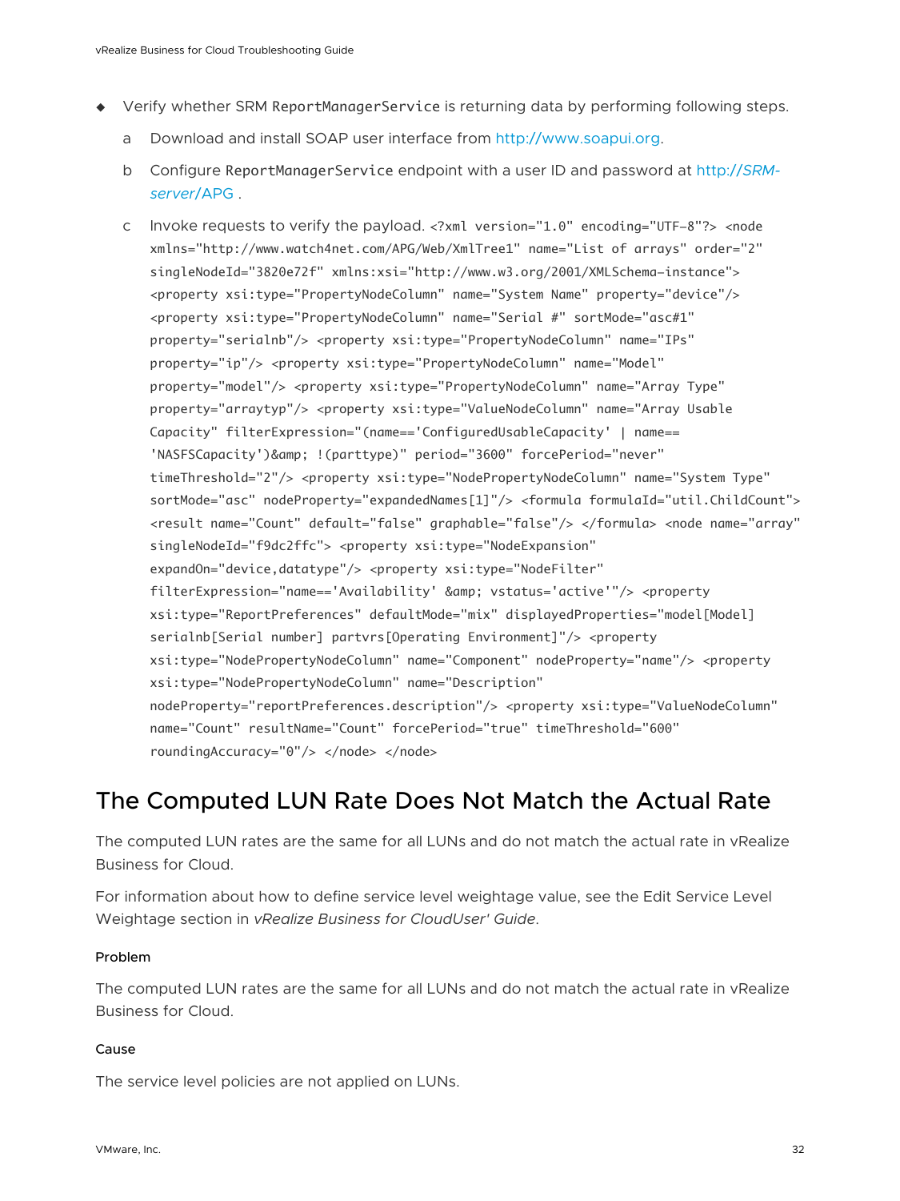- Verify whether SRM `ReportManagerService` is returning data by performing following steps.

  a Download and install SOAP user interface from http://www.soapui.org.

  b Configure `ReportManagerService` endpoint with a user ID and password at http://*SRM-server*/APG .

  c Invoke requests to verify the payload. `<?xml version="1.0" encoding="UTF-8"?> <node xmlns="http://www.watch4net.com/APG/Web/XmlTree1" name="List of arrays" order="2" singleNodeId="3820e72f" xmlns:xsi="http://www.w3.org/2001/XMLSchema-instance"> <property xsi:type="PropertyNodeColumn" name="System Name" property="device"/> <property xsi:type="PropertyNodeColumn" name="Serial #" sortMode="asc#1" property="serialnb"/> <property xsi:type="PropertyNodeColumn" name="IPs" property="ip"/> <property xsi:type="PropertyNodeColumn" name="Model" property="model"/> <property xsi:type="PropertyNodeColumn" name="Array Type" property="arraytyp"/> <property xsi:type="ValueNodeColumn" name="Array Usable Capacity" filterExpression="(name=='ConfiguredUsableCapacity' | name== 'NASFSCapacity')&amp; !(parttype)" period="3600" forcePeriod="never" timeThreshold="2"/> <property xsi:type="NodePropertyNodeColumn" name="System Type" sortMode="asc" nodeProperty="expandedNames[1]"/> <formula formulaId="util.ChildCount"> <result name="Count" default="false" graphable="false"/> </formula> <node name="array" singleNodeId="f9dc2ffc"> <property xsi:type="NodeExpansion" expandOn="device,datatype"/> <property xsi:type="NodeFilter" filterExpression="name=='Availability' &amp; vstatus='active'"/> <property xsi:type="ReportPreferences" defaultMode="mix" displayedProperties="model[Model] serialnb[Serial number] partvrs[Operating Environment]"/> <property xsi:type="NodePropertyNodeColumn" name="Component" nodeProperty="name"/> <property xsi:type="NodePropertyNodeColumn" name="Description" nodeProperty="reportPreferences.description"/> <property xsi:type="ValueNodeColumn" name="Count" resultName="Count" forcePeriod="true" timeThreshold="600" roundingAccuracy="0"/> </node> </node>`

## The Computed LUN Rate Does Not Match the Actual Rate

The computed LUN rates are the same for all LUNs and do not match the actual rate in vRealize Business for Cloud.

For information about how to define service level weightage value, see the Edit Service Level Weightage section in *vRealize Business for CloudUser' Guide*.

#### Problem

The computed LUN rates are the same for all LUNs and do not match the actual rate in vRealize Business for Cloud.

#### Cause

The service level policies are not applied on LUNs.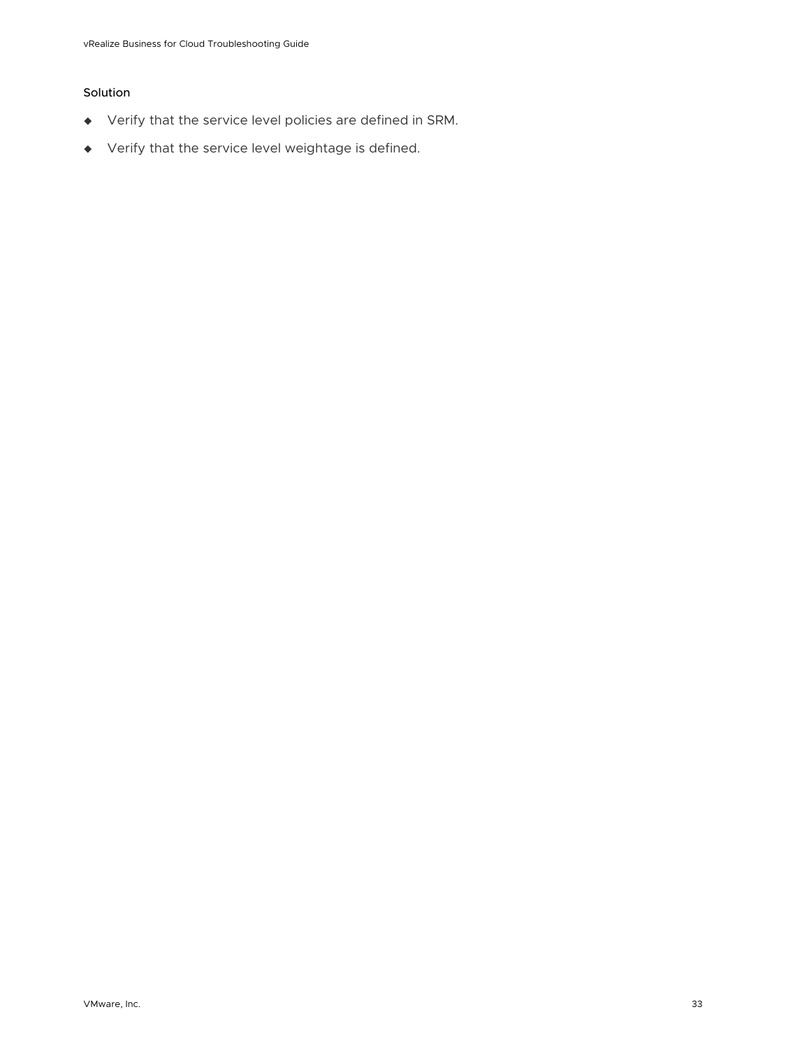#### Solution

- Verify that the service level policies are defined in SRM.
- Verify that the service level weightage is defined.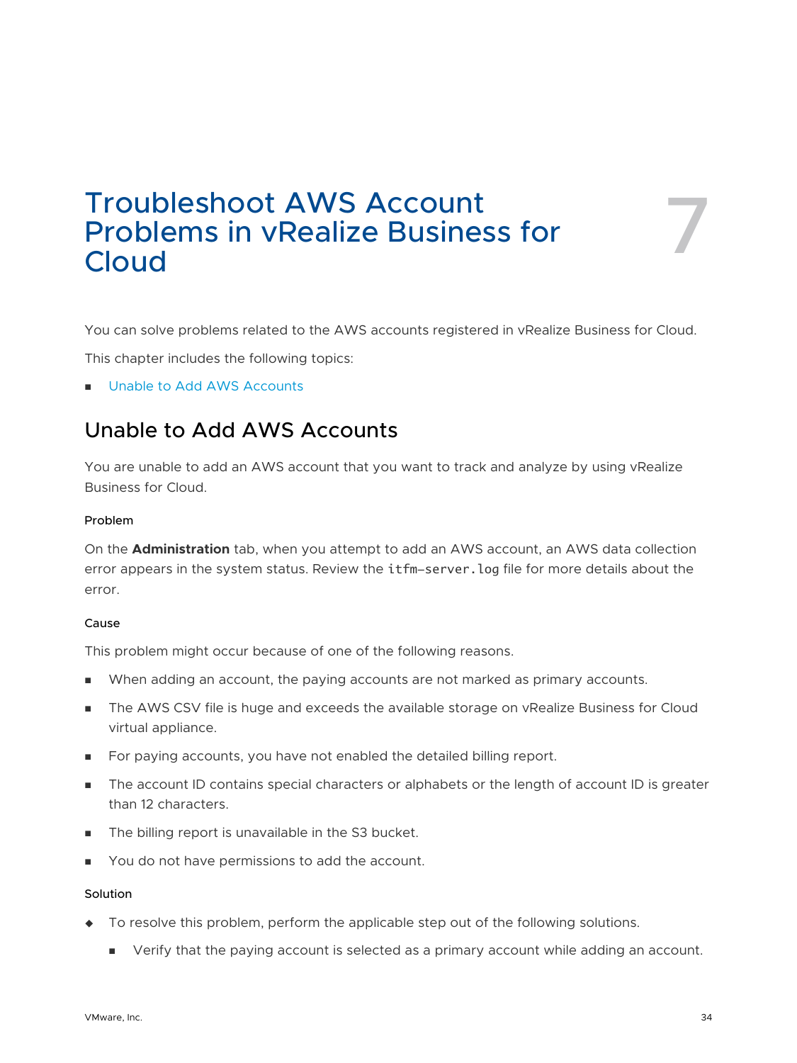# Troubleshoot AWS Account Problems in vRealize Business for Cloud

7

You can solve problems related to the AWS accounts registered in vRealize Business for Cloud.

This chapter includes the following topics:

- Unable to Add AWS Accounts

## Unable to Add AWS Accounts

You are unable to add an AWS account that you want to track and analyze by using vRealize Business for Cloud.

#### Problem

On the **Administration** tab, when you attempt to add an AWS account, an AWS data collection error appears in the system status. Review the `itfm-server.log` file for more details about the error.

#### Cause

This problem might occur because of one of the following reasons.

- When adding an account, the paying accounts are not marked as primary accounts.
- The AWS CSV file is huge and exceeds the available storage on vRealize Business for Cloud virtual appliance.
- For paying accounts, you have not enabled the detailed billing report.
- The account ID contains special characters or alphabets or the length of account ID is greater than 12 characters.
- The billing report is unavailable in the S3 bucket.
- You do not have permissions to add the account.

#### Solution

- To resolve this problem, perform the applicable step out of the following solutions.
  - Verify that the paying account is selected as a primary account while adding an account.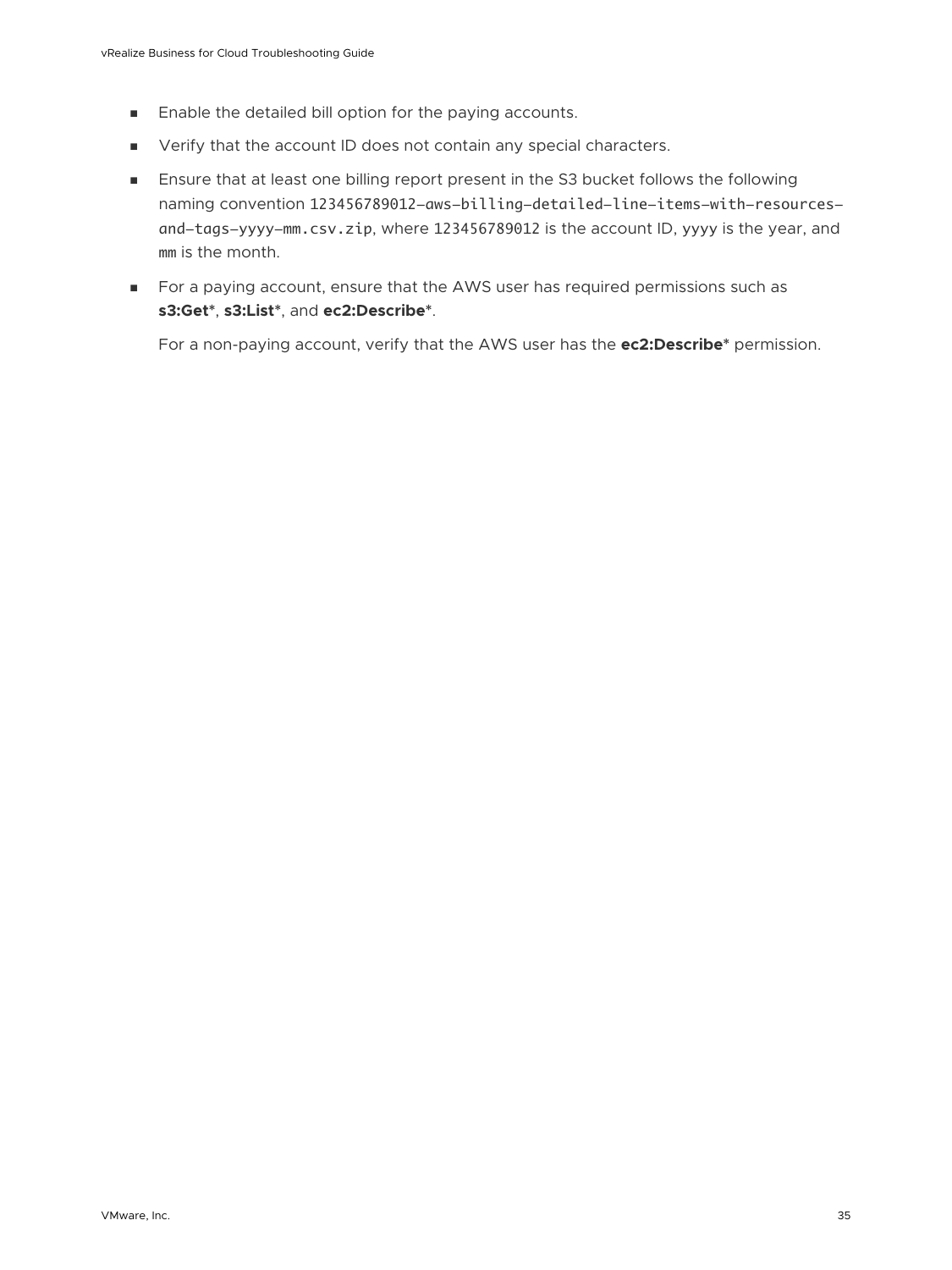- Enable the detailed bill option for the paying accounts.
- Verify that the account ID does not contain any special characters.
- Ensure that at least one billing report present in the S3 bucket follows the following naming convention `123456789012-aws-billing-detailed-line-items-with-resources-and-tags-yyyy-mm.csv.zip`, where `123456789012` is the account ID, `yyyy` is the year, and `mm` is the month.
- For a paying account, ensure that the AWS user has required permissions such as **s3:Get***, **s3:List***, and **ec2:Describe***.

  For a non-paying account, verify that the AWS user has the **ec2:Describe*** permission.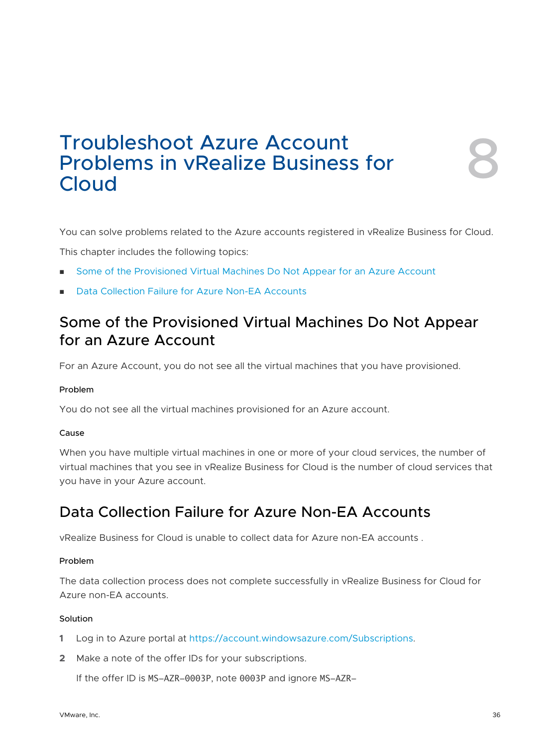# Troubleshoot Azure Account Problems in vRealize Business for Cloud

8

You can solve problems related to the Azure accounts registered in vRealize Business for Cloud.

This chapter includes the following topics:

- Some of the Provisioned Virtual Machines Do Not Appear for an Azure Account
- Data Collection Failure for Azure Non-EA Accounts

## Some of the Provisioned Virtual Machines Do Not Appear for an Azure Account

For an Azure Account, you do not see all the virtual machines that you have provisioned.

#### Problem

You do not see all the virtual machines provisioned for an Azure account.

#### Cause

When you have multiple virtual machines in one or more of your cloud services, the number of virtual machines that you see in vRealize Business for Cloud is the number of cloud services that you have in your Azure account.

## Data Collection Failure for Azure Non-EA Accounts

vRealize Business for Cloud is unable to collect data for Azure non-EA accounts .

#### Problem

The data collection process does not complete successfully in vRealize Business for Cloud for Azure non-EA accounts.

#### Solution

1. Log in to Azure portal at https://account.windowsazure.com/Subscriptions.
2. Make a note of the offer IDs for your subscriptions.

   If the offer ID is `MS–AZR–0003P`, note `0003P` and ignore `MS–AZR–`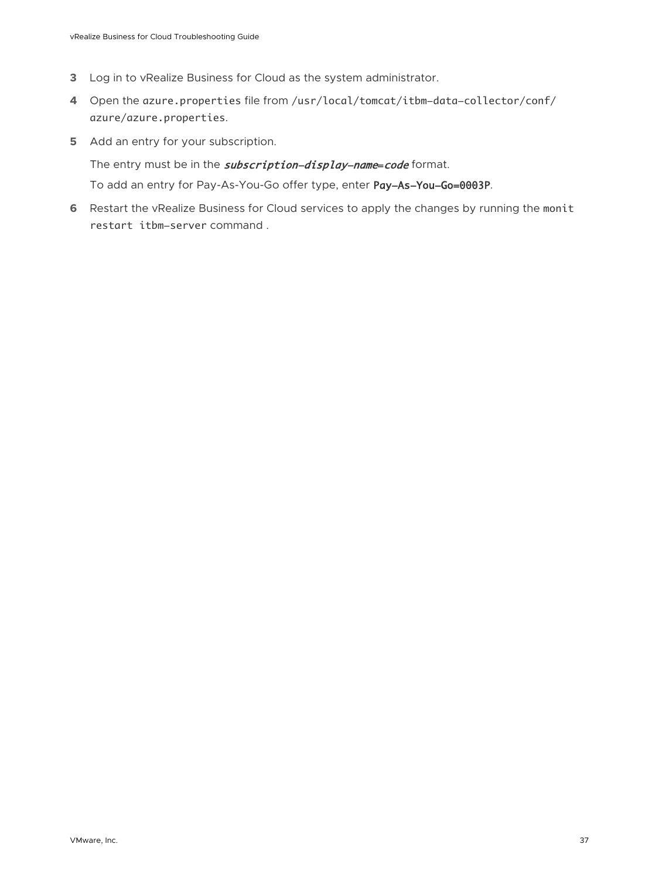3. Log in to vRealize Business for Cloud as the system administrator.
4. Open the `azure.properties` file from `/usr/local/tomcat/itbm-data-collector/conf/azure/azure.properties`.
5. Add an entry for your subscription.

   The entry must be in the ***subscription-display-name=code*** format.

   To add an entry for Pay-As-You-Go offer type, enter **`Pay-As-You-Go=0003P`**.
6. Restart the vRealize Business for Cloud services to apply the changes by running the `monit restart itbm-server` command .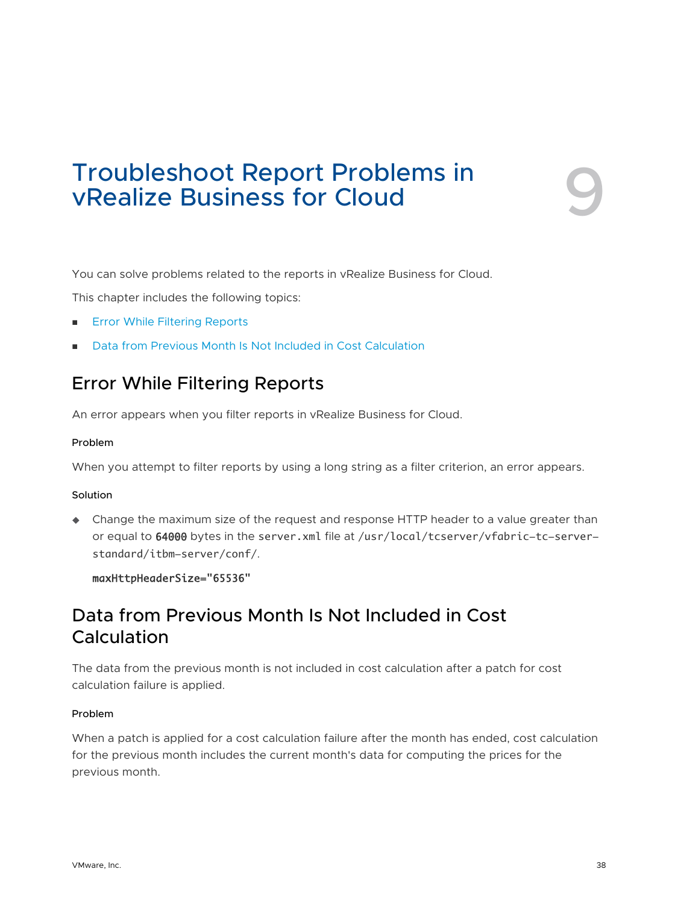# 9 Troubleshoot Report Problems in vRealize Business for Cloud

You can solve problems related to the reports in vRealize Business for Cloud.

This chapter includes the following topics:

- Error While Filtering Reports
- Data from Previous Month Is Not Included in Cost Calculation

## Error While Filtering Reports

An error appears when you filter reports in vRealize Business for Cloud.

#### Problem

When you attempt to filter reports by using a long string as a filter criterion, an error appears.

#### Solution

- Change the maximum size of the request and response HTTP header to a value greater than or equal to **64000** bytes in the `server.xml` file at `/usr/local/tcserver/vfabric-tc-server-standard/itbm-server/conf/`.

  **maxHttpHeaderSize="65536"**

## Data from Previous Month Is Not Included in Cost Calculation

The data from the previous month is not included in cost calculation after a patch for cost calculation failure is applied.

#### Problem

When a patch is applied for a cost calculation failure after the month has ended, cost calculation for the previous month includes the current month's data for computing the prices for the previous month.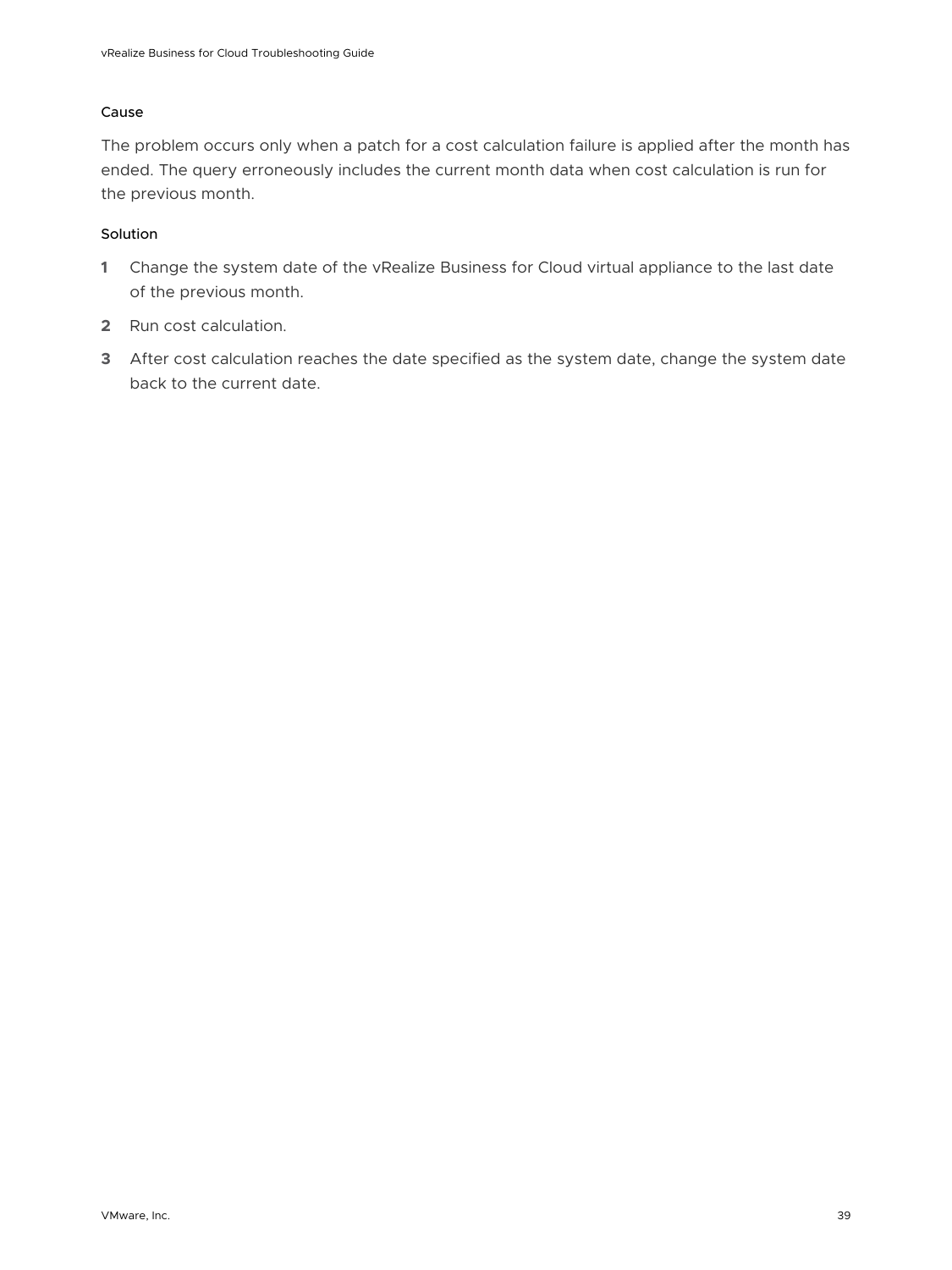#### Cause

The problem occurs only when a patch for a cost calculation failure is applied after the month has ended. The query erroneously includes the current month data when cost calculation is run for the previous month.

#### Solution

1. Change the system date of the vRealize Business for Cloud virtual appliance to the last date of the previous month.
2. Run cost calculation.
3. After cost calculation reaches the date specified as the system date, change the system date back to the current date.